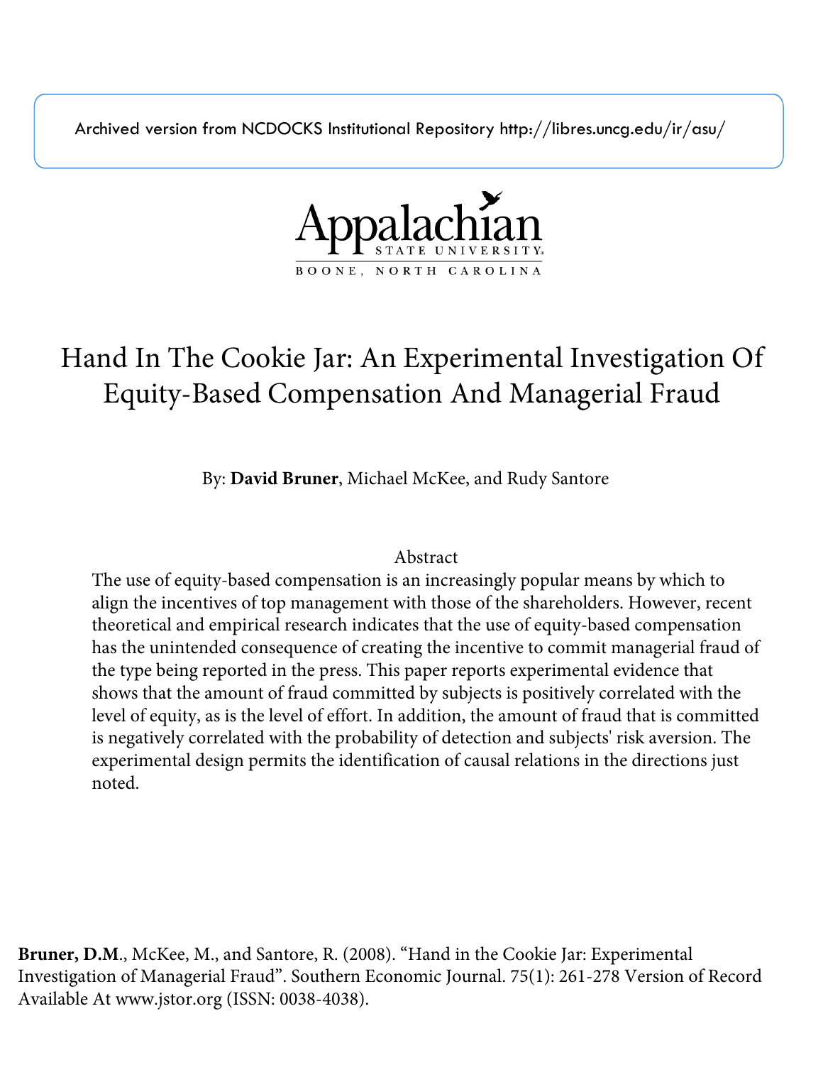Archived version from NCDOCKS Institutional Repository http://libres.uncg.edu/ir/asu/

Appalachian State University
BOONE, NORTH CAROLINA

# Hand In The Cookie Jar: An Experimental Investigation Of Equity-Based Compensation And Managerial Fraud

By: **David Bruner**, Michael McKee, and Rudy Santore

## Abstract

The use of equity-based compensation is an increasingly popular means by which to align the incentives of top management with those of the shareholders. However, recent theoretical and empirical research indicates that the use of equity-based compensation has the unintended consequence of creating the incentive to commit managerial fraud of the type being reported in the press. This paper reports experimental evidence that shows that the amount of fraud committed by subjects is positively correlated with the level of equity, as is the level of effort. In addition, the amount of fraud that is committed is negatively correlated with the probability of detection and subjects' risk aversion. The experimental design permits the identification of causal relations in the directions just noted.

**Bruner, D.M.**, McKee, M., and Santore, R. (2008). "Hand in the Cookie Jar: Experimental Investigation of Managerial Fraud". Southern Economic Journal. 75(1): 261-278 Version of Record Available At www.jstor.org (ISSN: 0038-4038).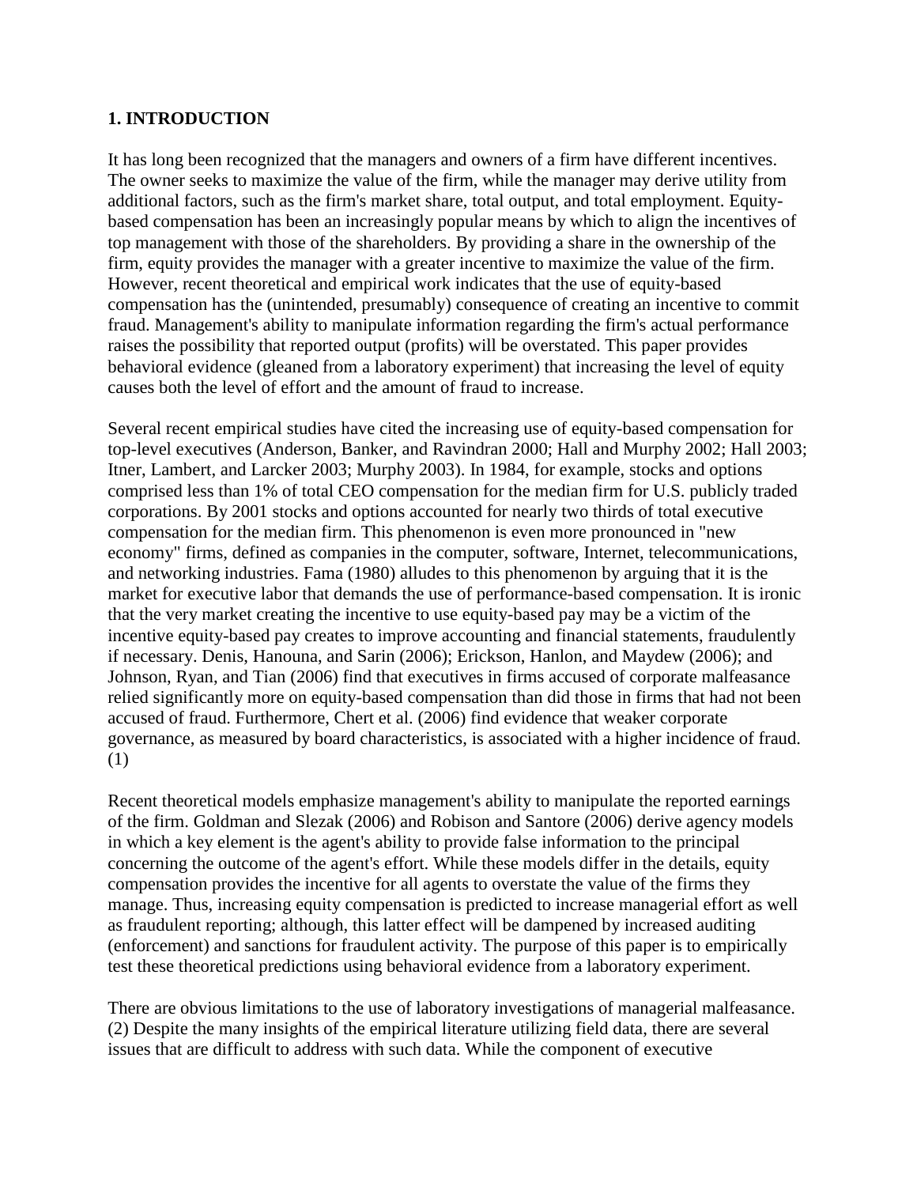## 1. INTRODUCTION

It has long been recognized that the managers and owners of a firm have different incentives. The owner seeks to maximize the value of the firm, while the manager may derive utility from additional factors, such as the firm's market share, total output, and total employment. Equity-based compensation has been an increasingly popular means by which to align the incentives of top management with those of the shareholders. By providing a share in the ownership of the firm, equity provides the manager with a greater incentive to maximize the value of the firm. However, recent theoretical and empirical work indicates that the use of equity-based compensation has the (unintended, presumably) consequence of creating an incentive to commit fraud. Management's ability to manipulate information regarding the firm's actual performance raises the possibility that reported output (profits) will be overstated. This paper provides behavioral evidence (gleaned from a laboratory experiment) that increasing the level of equity causes both the level of effort and the amount of fraud to increase.

Several recent empirical studies have cited the increasing use of equity-based compensation for top-level executives (Anderson, Banker, and Ravindran 2000; Hall and Murphy 2002; Hall 2003; Itner, Lambert, and Larcker 2003; Murphy 2003). In 1984, for example, stocks and options comprised less than 1% of total CEO compensation for the median firm for U.S. publicly traded corporations. By 2001 stocks and options accounted for nearly two thirds of total executive compensation for the median firm. This phenomenon is even more pronounced in "new economy" firms, defined as companies in the computer, software, Internet, telecommunications, and networking industries. Fama (1980) alludes to this phenomenon by arguing that it is the market for executive labor that demands the use of performance-based compensation. It is ironic that the very market creating the incentive to use equity-based pay may be a victim of the incentive equity-based pay creates to improve accounting and financial statements, fraudulently if necessary. Denis, Hanouna, and Sarin (2006); Erickson, Hanlon, and Maydew (2006); and Johnson, Ryan, and Tian (2006) find that executives in firms accused of corporate malfeasance relied significantly more on equity-based compensation than did those in firms that had not been accused of fraud. Furthermore, Chert et al. (2006) find evidence that weaker corporate governance, as measured by board characteristics, is associated with a higher incidence of fraud. (1)

Recent theoretical models emphasize management's ability to manipulate the reported earnings of the firm. Goldman and Slezak (2006) and Robison and Santore (2006) derive agency models in which a key element is the agent's ability to provide false information to the principal concerning the outcome of the agent's effort. While these models differ in the details, equity compensation provides the incentive for all agents to overstate the value of the firms they manage. Thus, increasing equity compensation is predicted to increase managerial effort as well as fraudulent reporting; although, this latter effect will be dampened by increased auditing (enforcement) and sanctions for fraudulent activity. The purpose of this paper is to empirically test these theoretical predictions using behavioral evidence from a laboratory experiment.

There are obvious limitations to the use of laboratory investigations of managerial malfeasance. (2) Despite the many insights of the empirical literature utilizing field data, there are several issues that are difficult to address with such data. While the component of executive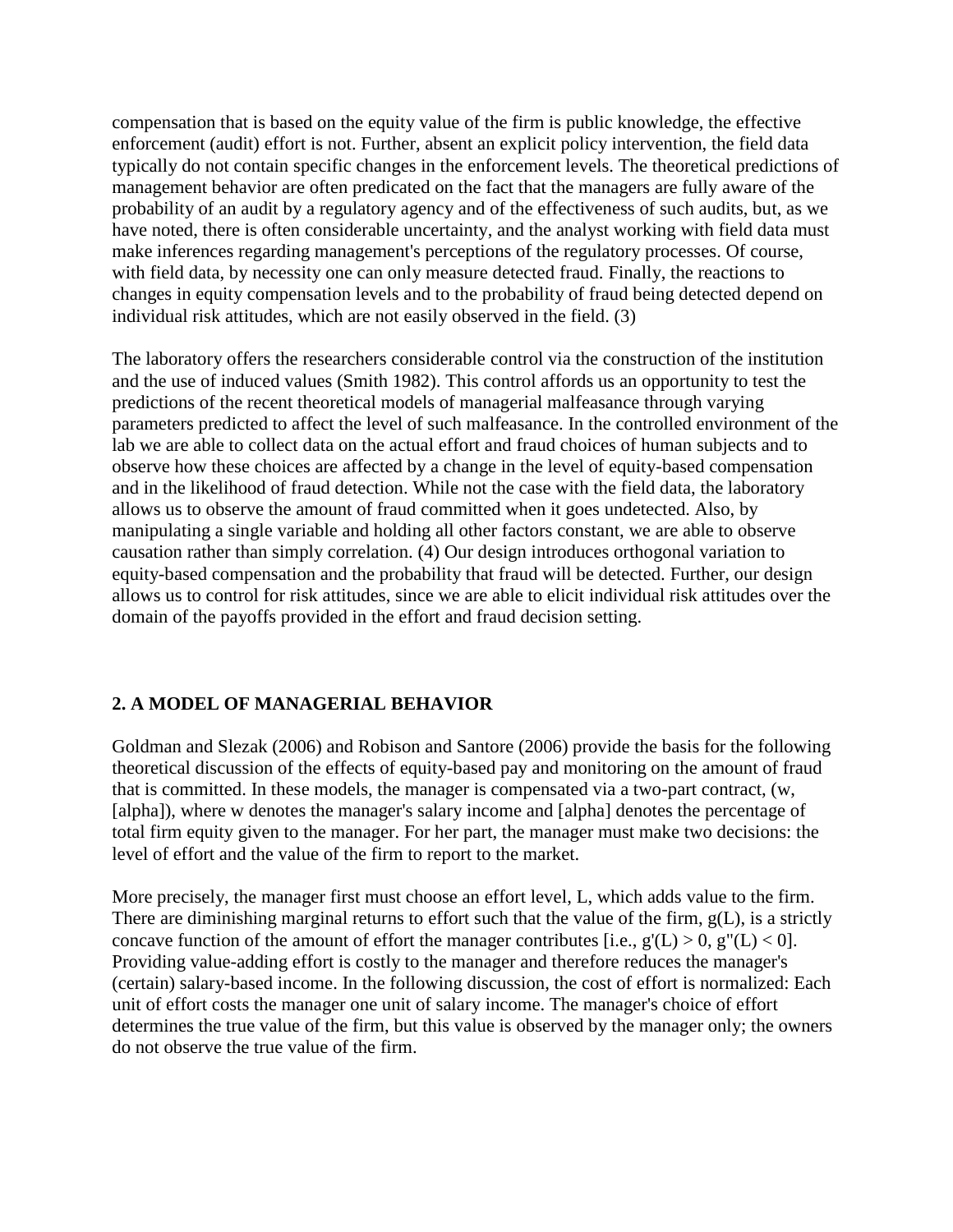compensation that is based on the equity value of the firm is public knowledge, the effective enforcement (audit) effort is not. Further, absent an explicit policy intervention, the field data typically do not contain specific changes in the enforcement levels. The theoretical predictions of management behavior are often predicated on the fact that the managers are fully aware of the probability of an audit by a regulatory agency and of the effectiveness of such audits, but, as we have noted, there is often considerable uncertainty, and the analyst working with field data must make inferences regarding management's perceptions of the regulatory processes. Of course, with field data, by necessity one can only measure detected fraud. Finally, the reactions to changes in equity compensation levels and to the probability of fraud being detected depend on individual risk attitudes, which are not easily observed in the field. (3)

The laboratory offers the researchers considerable control via the construction of the institution and the use of induced values (Smith 1982). This control affords us an opportunity to test the predictions of the recent theoretical models of managerial malfeasance through varying parameters predicted to affect the level of such malfeasance. In the controlled environment of the lab we are able to collect data on the actual effort and fraud choices of human subjects and to observe how these choices are affected by a change in the level of equity-based compensation and in the likelihood of fraud detection. While not the case with the field data, the laboratory allows us to observe the amount of fraud committed when it goes undetected. Also, by manipulating a single variable and holding all other factors constant, we are able to observe causation rather than simply correlation. (4) Our design introduces orthogonal variation to equity-based compensation and the probability that fraud will be detected. Further, our design allows us to control for risk attitudes, since we are able to elicit individual risk attitudes over the domain of the payoffs provided in the effort and fraud decision setting.

## 2. A MODEL OF MANAGERIAL BEHAVIOR

Goldman and Slezak (2006) and Robison and Santore (2006) provide the basis for the following theoretical discussion of the effects of equity-based pay and monitoring on the amount of fraud that is committed. In these models, the manager is compensated via a two-part contract, $(w, \alpha)$, where $w$ denotes the manager's salary income and $\alpha$ denotes the percentage of total firm equity given to the manager. For her part, the manager must make two decisions: the level of effort and the value of the firm to report to the market.

More precisely, the manager first must choose an effort level, $L$, which adds value to the firm. There are diminishing marginal returns to effort such that the value of the firm, $g(L)$, is a strictly concave function of the amount of effort the manager contributes [i.e., $g'(L) > 0$, $g''(L) < 0$]. Providing value-adding effort is costly to the manager and therefore reduces the manager's (certain) salary-based income. In the following discussion, the cost of effort is normalized: Each unit of effort costs the manager one unit of salary income. The manager's choice of effort determines the true value of the firm, but this value is observed by the manager only; the owners do not observe the true value of the firm.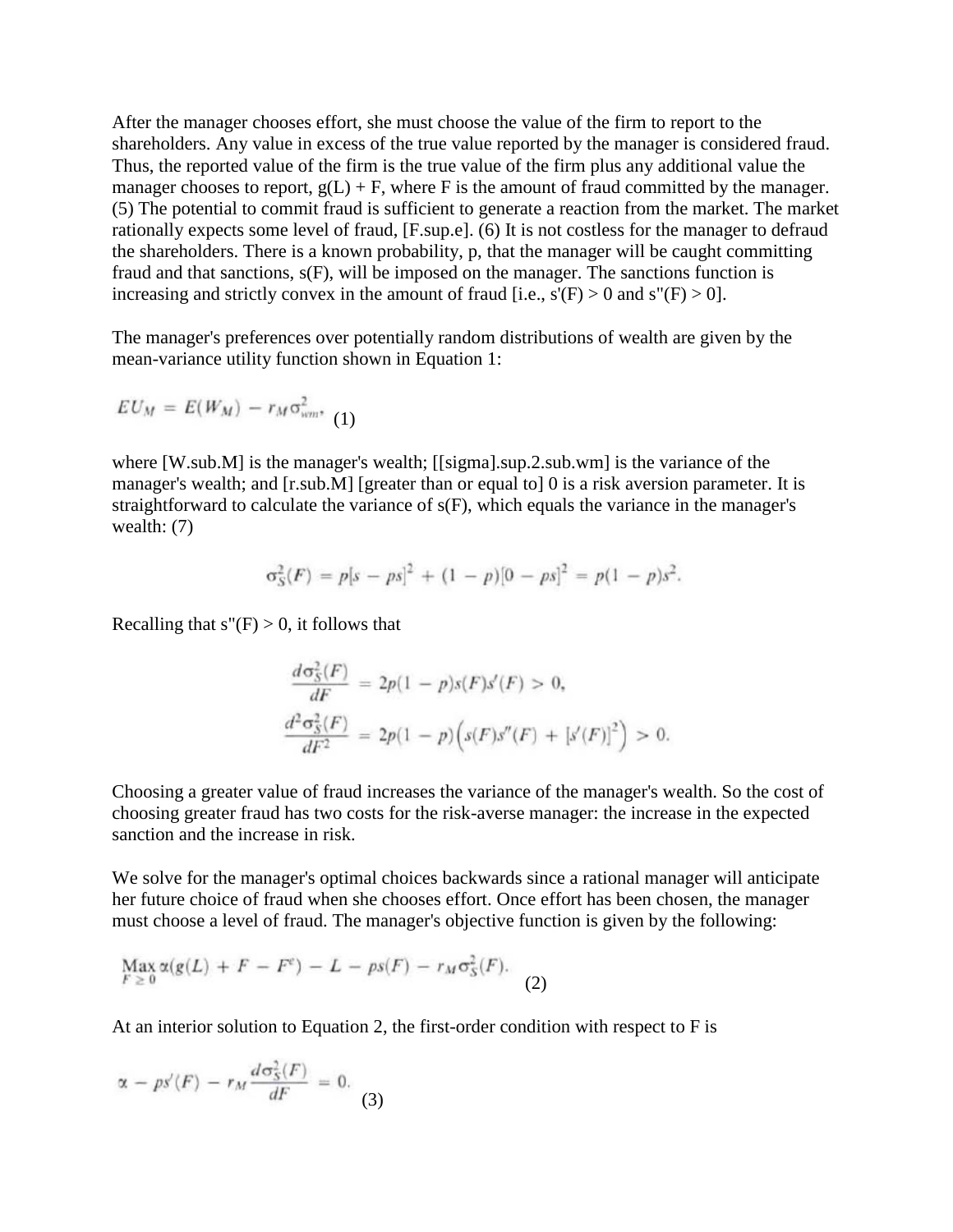After the manager chooses effort, she must choose the value of the firm to report to the shareholders. Any value in excess of the true value reported by the manager is considered fraud. Thus, the reported value of the firm is the true value of the firm plus any additional value the manager chooses to report, $g(L) + F$, where F is the amount of fraud committed by the manager. (5) The potential to commit fraud is sufficient to generate a reaction from the market. The market rationally expects some level of fraud, $F^e$. (6) It is not costless for the manager to defraud the shareholders. There is a known probability, p, that the manager will be caught committing fraud and that sanctions, s(F), will be imposed on the manager. The sanctions function is increasing and strictly convex in the amount of fraud [i.e., $s'(F) > 0$ and $s''(F) > 0$].

The manager's preferences over potentially random distributions of wealth are given by the mean-variance utility function shown in Equation 1:

$$EU_M = E(W_M) - r_M \sigma^2_{wm}, \quad (1)$$

where $W_M$ is the manager's wealth; $\sigma^2_{wm}$ is the variance of the manager's wealth; and $r_M \geq 0$ is a risk aversion parameter. It is straightforward to calculate the variance of s(F), which equals the variance in the manager's wealth: (7)

$$\sigma^2_S(F) = p[s - ps]^2 + (1 - p)[0 - ps]^2 = p(1 - p)s^2.$$

Recalling that $s''(F) > 0$, it follows that

$$\frac{d\sigma^2_S(F)}{dF} = 2p(1 - p)s(F)s'(F) > 0,$$

$$\frac{d^2\sigma^2_S(F)}{dF^2} = 2p(1 - p)\left(s(F)s''(F) + [s'(F)]^2\right) > 0.$$

Choosing a greater value of fraud increases the variance of the manager's wealth. So the cost of choosing greater fraud has two costs for the risk-averse manager: the increase in the expected sanction and the increase in risk.

We solve for the manager's optimal choices backwards since a rational manager will anticipate her future choice of fraud when she chooses effort. Once effort has been chosen, the manager must choose a level of fraud. The manager's objective function is given by the following:

$$\operatorname*{Max}_{F \geq 0} \alpha(g(L) + F - F^e) - L - ps(F) - r_M \sigma^2_S(F). \quad (2)$$

At an interior solution to Equation 2, the first-order condition with respect to F is

$$\alpha - ps'(F) - r_M \frac{d\sigma^2_S(F)}{dF} = 0. \quad (3)$$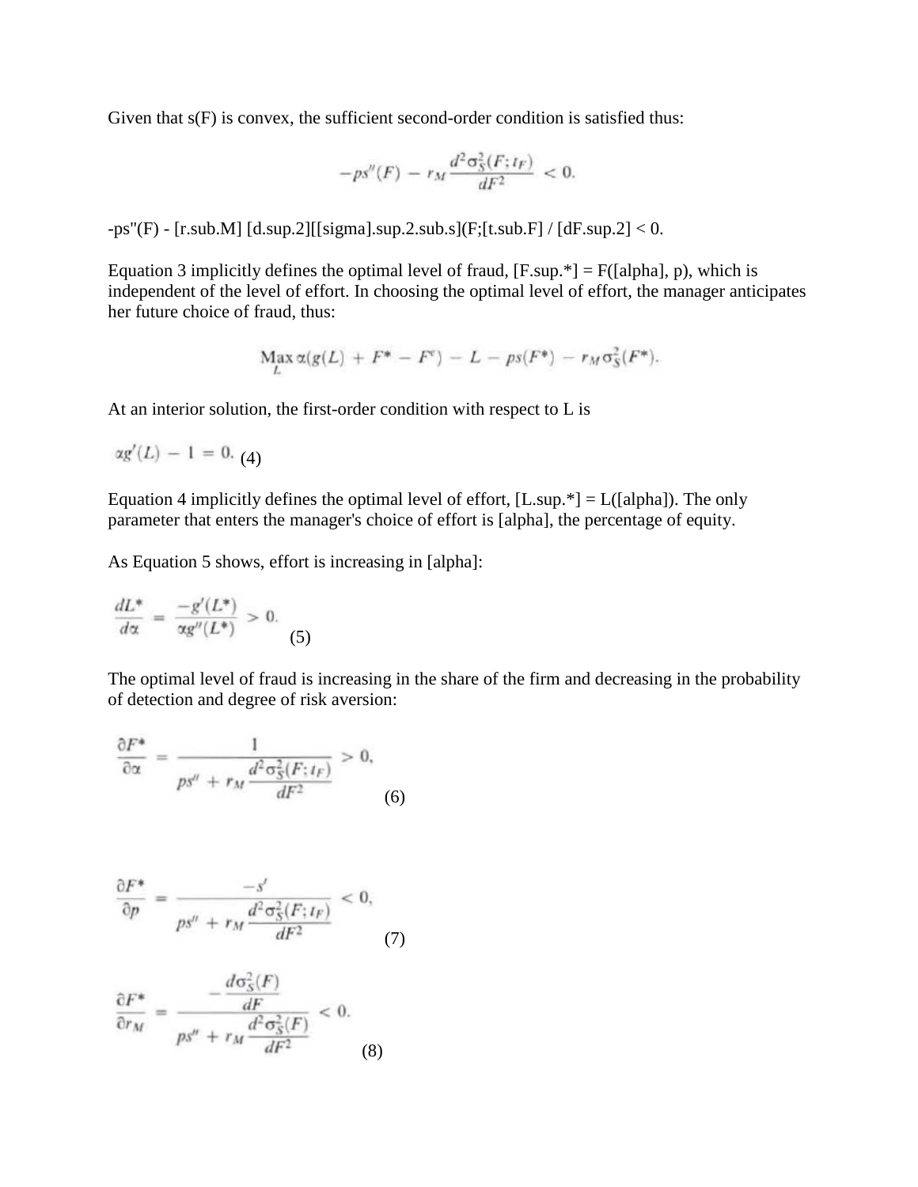Given that s(F) is convex, the sufficient second-order condition is satisfied thus:

$$-ps''(F) - r_M \frac{d^2\sigma_S^2(F;t_F)}{dF^2} < 0.$$

-ps"(F) - [r.sub.M] [d.sup.2][[sigma].sup.2.sub.s](F;[t.sub.F] / [dF.sup.2] < 0.

Equation 3 implicitly defines the optimal level of fraud, [F.sup.*] = F([alpha], p), which is independent of the level of effort. In choosing the optimal level of effort, the manager anticipates her future choice of fraud, thus:

$$\underset{L}{\text{Max}}\, \alpha(g(L) + F^* - F^e) - L - ps(F^*) - r_M \sigma_S^2(F^*).$$

At an interior solution, the first-order condition with respect to L is

$$\alpha g'(L) - 1 = 0. \quad (4)$$

Equation 4 implicitly defines the optimal level of effort, [L.sup.*] = L([alpha]). The only parameter that enters the manager's choice of effort is [alpha], the percentage of equity.

As Equation 5 shows, effort is increasing in [alpha]:

$$\frac{dL^*}{d\alpha} = \frac{-g'(L^*)}{\alpha g''(L^*)} > 0. \quad (5)$$

The optimal level of fraud is increasing in the share of the firm and decreasing in the probability of detection and degree of risk aversion:

$$\frac{\partial F^*}{\partial \alpha} = \frac{1}{ps'' + r_M \frac{d^2\sigma_S^2(F;t_F)}{dF^2}} > 0, \quad (6)$$

$$\frac{\partial F^*}{\partial p} = \frac{-s'}{ps'' + r_M \frac{d^2\sigma_S^2(F;t_F)}{dF^2}} < 0, \quad (7)$$

$$\frac{\partial F^*}{\partial r_M} = \frac{-\frac{d\sigma_S^2(F)}{dF}}{ps'' + r_M \frac{d^2\sigma_S^2(F)}{dF^2}} < 0. \quad (8)$$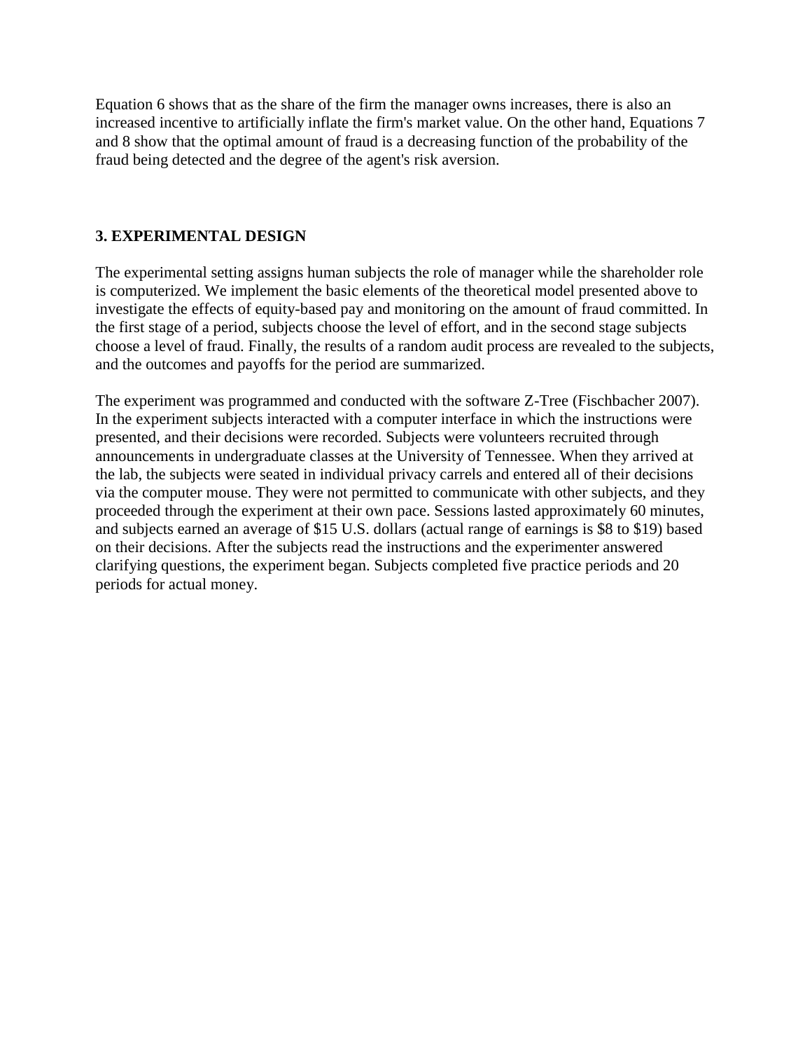Equation 6 shows that as the share of the firm the manager owns increases, there is also an increased incentive to artificially inflate the firm's market value. On the other hand, Equations 7 and 8 show that the optimal amount of fraud is a decreasing function of the probability of the fraud being detected and the degree of the agent's risk aversion.

## 3. EXPERIMENTAL DESIGN

The experimental setting assigns human subjects the role of manager while the shareholder role is computerized. We implement the basic elements of the theoretical model presented above to investigate the effects of equity-based pay and monitoring on the amount of fraud committed. In the first stage of a period, subjects choose the level of effort, and in the second stage subjects choose a level of fraud. Finally, the results of a random audit process are revealed to the subjects, and the outcomes and payoffs for the period are summarized.

The experiment was programmed and conducted with the software Z-Tree (Fischbacher 2007). In the experiment subjects interacted with a computer interface in which the instructions were presented, and their decisions were recorded. Subjects were volunteers recruited through announcements in undergraduate classes at the University of Tennessee. When they arrived at the lab, the subjects were seated in individual privacy carrels and entered all of their decisions via the computer mouse. They were not permitted to communicate with other subjects, and they proceeded through the experiment at their own pace. Sessions lasted approximately 60 minutes, and subjects earned an average of $15 U.S. dollars (actual range of earnings is $8 to $19) based on their decisions. After the subjects read the instructions and the experimenter answered clarifying questions, the experiment began. Subjects completed five practice periods and 20 periods for actual money.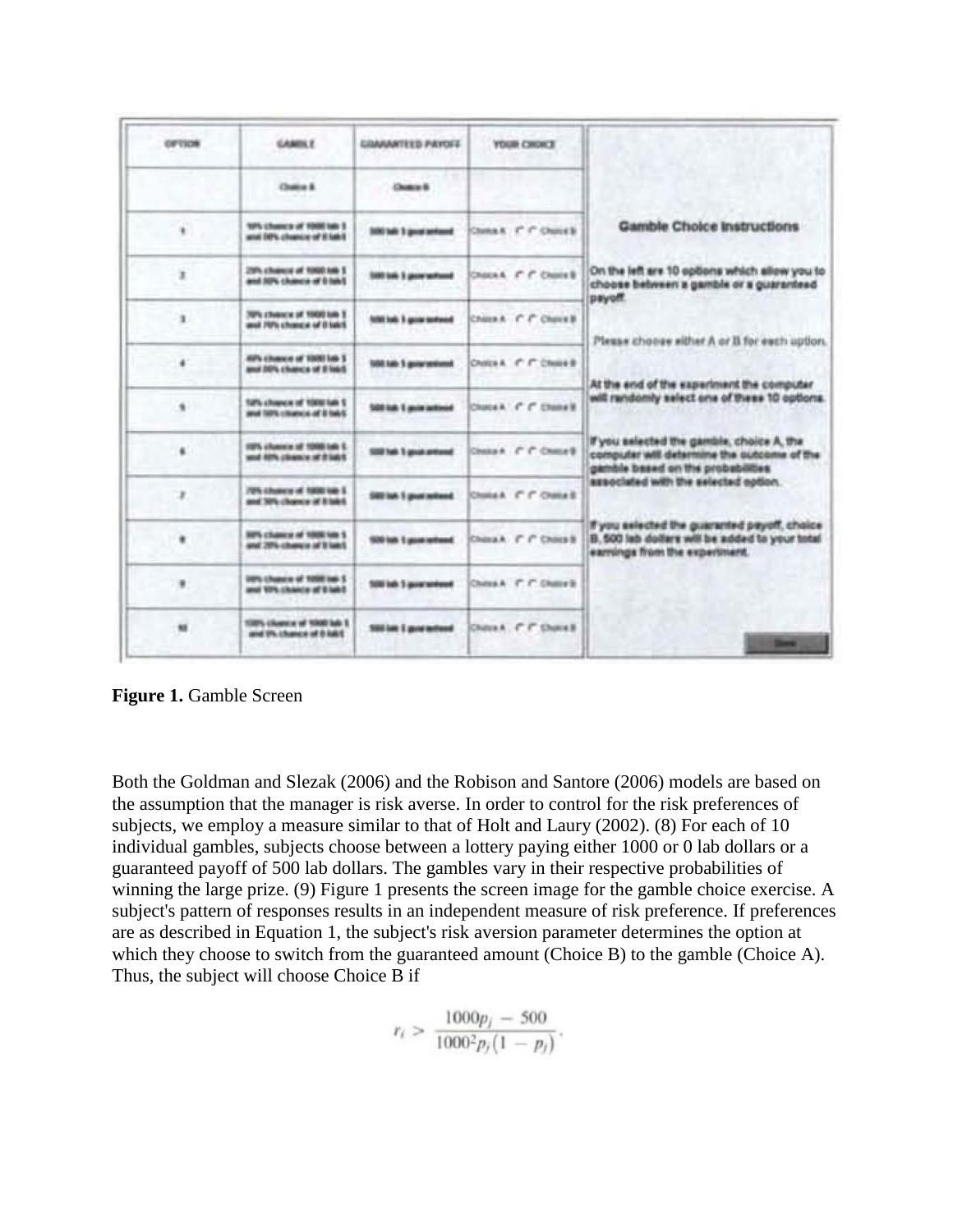| OPTION | GAMBLE | GUARANTEED PAYOFF | YOUR CHOICE |
|---|---|---|---|
| | Choice A | Choice B | |
| 1 | 10% chance of 1000 lab $ and 90% chance of 0 lab $ | 500 lab $ guaranteed | Choice A Choice B |
| 2 | 20% chance of 1000 lab $ and 80% chance of 0 lab $ | 500 lab $ guaranteed | Choice A Choice B |
| 3 | 30% chance of 1000 lab $ and 70% chance of 0 lab $ | 500 lab $ guaranteed | Choice A Choice B |
| 4 | 40% chance of 1000 lab $ and 60% chance of 0 lab $ | 500 lab $ guaranteed | Choice A Choice B |
| 5 | 50% chance of 1000 lab $ and 50% chance of 0 lab $ | 500 lab $ guaranteed | Choice A Choice B |
| 6 | 60% chance of 1000 lab $ and 40% chance of 0 lab $ | 500 lab $ guaranteed | Choice A Choice B |
| 7 | 70% chance of 1000 lab $ and 30% chance of 0 lab $ | 500 lab $ guaranteed | Choice A Choice B |
| 8 | 80% chance of 1000 lab $ and 20% chance of 0 lab $ | 500 lab $ guaranteed | Choice A Choice B |
| 9 | 90% chance of 1000 lab $ and 10% chance of 0 lab $ | 500 lab $ guaranteed | Choice A Choice B |
| 10 | 100% chance of 1000 lab $ and 0% chance of 0 lab $ | 500 lab $ guaranteed | Choice A Choice B |

**Gamble Choice Instructions**

On the left are 10 options which allow you to choose between a gamble or a guaranteed payoff.

Please choose either A or B for each option.

At the end of the experiment the computer will randomly select one of these 10 options.

If you selected the gamble, choice A, the computer will determine the outcome of the gamble based on the probabilities associated with the selected option.

If you selected the guaranteed payoff, choice B, 500 lab dollars will be added to your total earnings from the experiment.

Done

**Figure 1.** Gamble Screen

Both the Goldman and Slezak (2006) and the Robison and Santore (2006) models are based on the assumption that the manager is risk averse. In order to control for the risk preferences of subjects, we employ a measure similar to that of Holt and Laury (2002). (8) For each of 10 individual gambles, subjects choose between a lottery paying either 1000 or 0 lab dollars or a guaranteed payoff of 500 lab dollars. The gambles vary in their respective probabilities of winning the large prize. (9) Figure 1 presents the screen image for the gamble choice exercise. A subject's pattern of responses results in an independent measure of risk preference. If preferences are as described in Equation 1, the subject's risk aversion parameter determines the option at which they choose to switch from the guaranteed amount (Choice B) to the gamble (Choice A). Thus, the subject will choose Choice B if

$$r_i > \frac{1000p_j - 500}{1000^2 p_j(1 - p_j)}.$$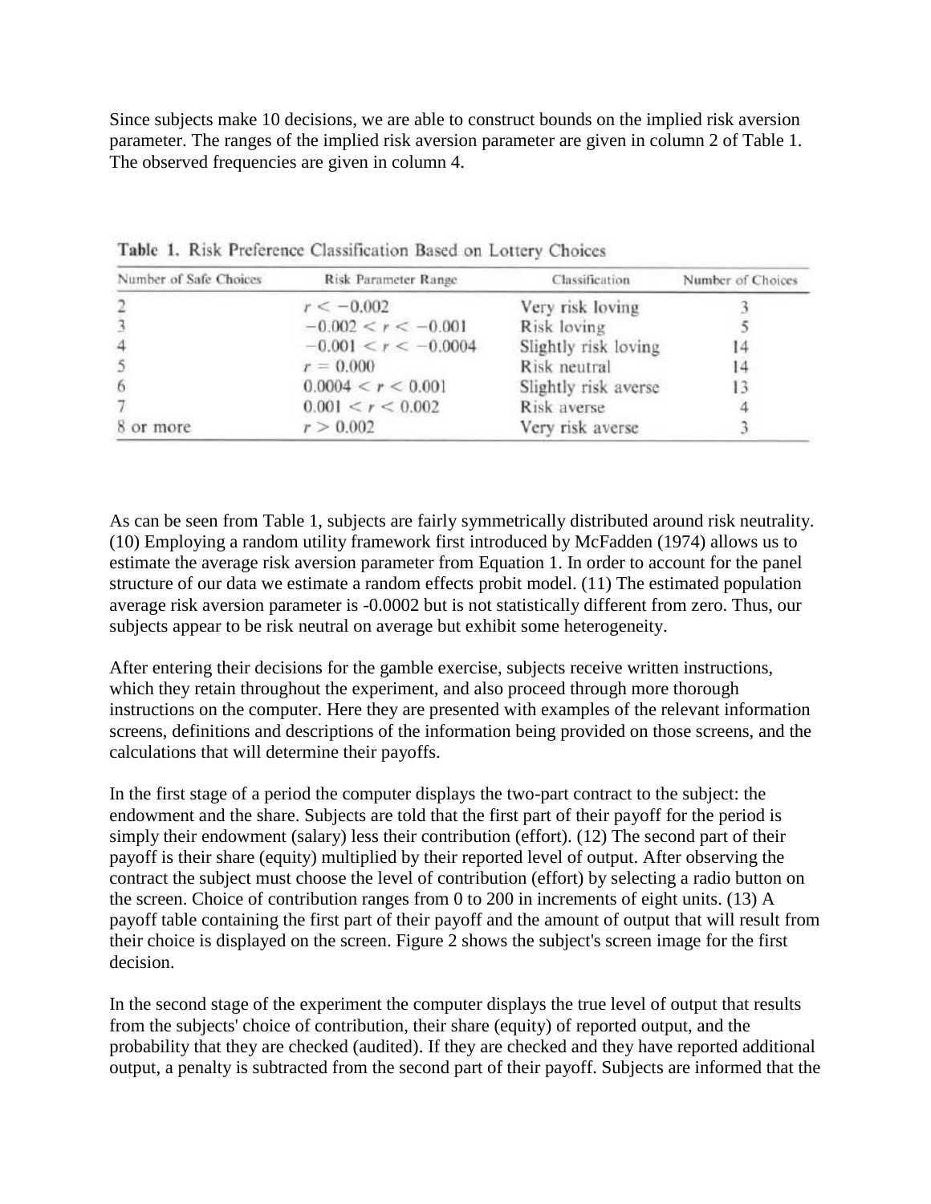Since subjects make 10 decisions, we are able to construct bounds on the implied risk aversion parameter. The ranges of the implied risk aversion parameter are given in column 2 of Table 1. The observed frequencies are given in column 4.

Table 1. Risk Preference Classification Based on Lottery Choices

| Number of Safe Choices | Risk Parameter Range | Classification | Number of Choices |
|---|---|---|---|
| 2 | $r < -0.002$ | Very risk loving | 3 |
| 3 | $-0.002 < r < -0.001$ | Risk loving | 5 |
| 4 | $-0.001 < r < -0.0004$ | Slightly risk loving | 14 |
| 5 | $r = 0.000$ | Risk neutral | 14 |
| 6 | $0.0004 < r < 0.001$ | Slightly risk averse | 13 |
| 7 | $0.001 < r < 0.002$ | Risk averse | 4 |
| 8 or more | $r > 0.002$ | Very risk averse | 3 |

As can be seen from Table 1, subjects are fairly symmetrically distributed around risk neutrality. (10) Employing a random utility framework first introduced by McFadden (1974) allows us to estimate the average risk aversion parameter from Equation 1. In order to account for the panel structure of our data we estimate a random effects probit model. (11) The estimated population average risk aversion parameter is -0.0002 but is not statistically different from zero. Thus, our subjects appear to be risk neutral on average but exhibit some heterogeneity.

After entering their decisions for the gamble exercise, subjects receive written instructions, which they retain throughout the experiment, and also proceed through more thorough instructions on the computer. Here they are presented with examples of the relevant information screens, definitions and descriptions of the information being provided on those screens, and the calculations that will determine their payoffs.

In the first stage of a period the computer displays the two-part contract to the subject: the endowment and the share. Subjects are told that the first part of their payoff for the period is simply their endowment (salary) less their contribution (effort). (12) The second part of their payoff is their share (equity) multiplied by their reported level of output. After observing the contract the subject must choose the level of contribution (effort) by selecting a radio button on the screen. Choice of contribution ranges from 0 to 200 in increments of eight units. (13) A payoff table containing the first part of their payoff and the amount of output that will result from their choice is displayed on the screen. Figure 2 shows the subject's screen image for the first decision.

In the second stage of the experiment the computer displays the true level of output that results from the subjects' choice of contribution, their share (equity) of reported output, and the probability that they are checked (audited). If they are checked and they have reported additional output, a penalty is subtracted from the second part of their payoff. Subjects are informed that the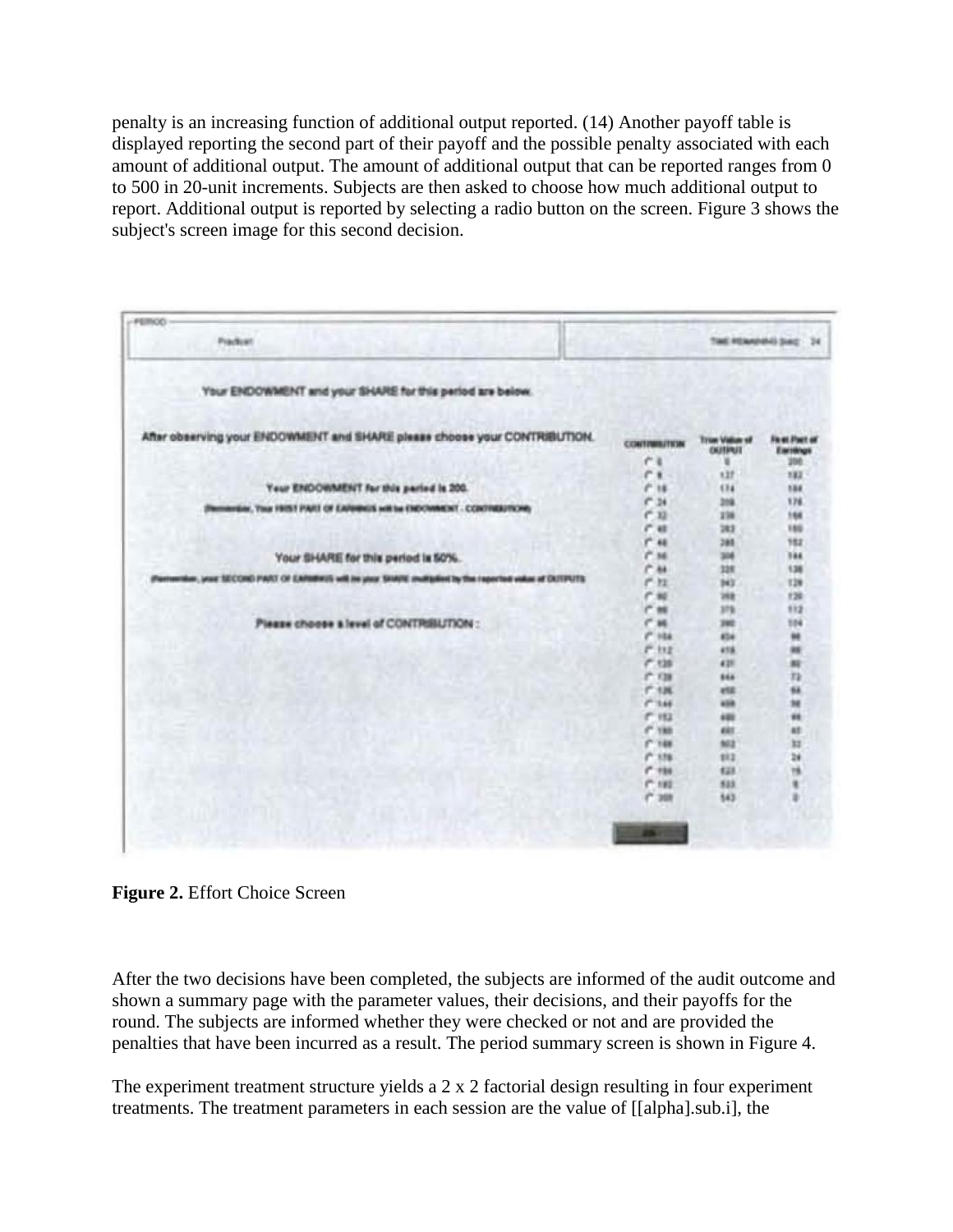penalty is an increasing function of additional output reported. (14) Another payoff table is displayed reporting the second part of their payoff and the possible penalty associated with each amount of additional output. The amount of additional output that can be reported ranges from 0 to 500 in 20-unit increments. Subjects are then asked to choose how much additional output to report. Additional output is reported by selecting a radio button on the screen. Figure 3 shows the subject's screen image for this second decision.

**Figure 2.** Effort Choice Screen

After the two decisions have been completed, the subjects are informed of the audit outcome and shown a summary page with the parameter values, their decisions, and their payoffs for the round. The subjects are informed whether they were checked or not and are provided the penalties that have been incurred as a result. The period summary screen is shown in Figure 4.

The experiment treatment structure yields a 2 x 2 factorial design resulting in four experiment treatments. The treatment parameters in each session are the value of [[alpha].sub.i], the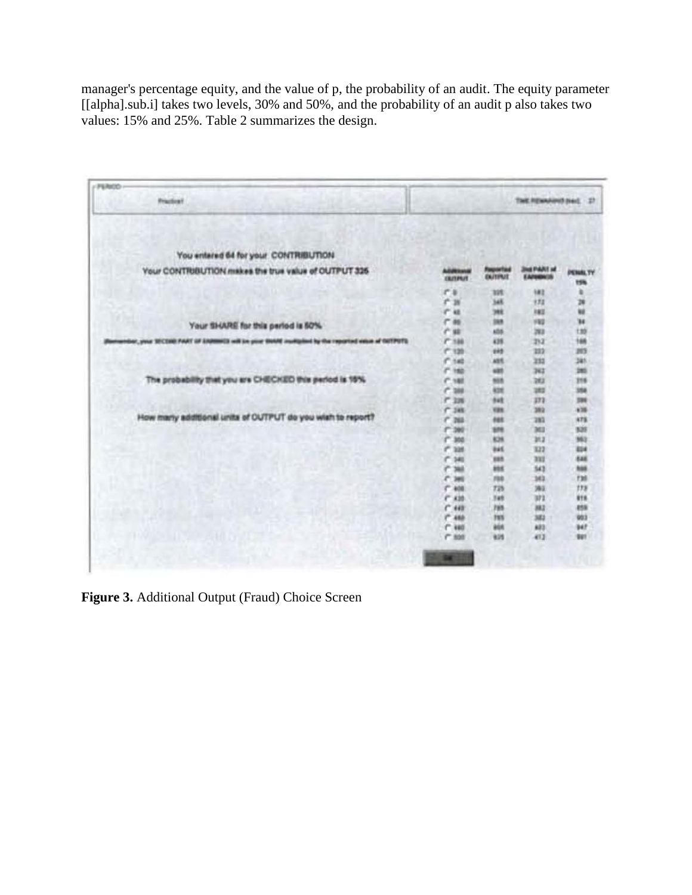manager's percentage equity, and the value of p, the probability of an audit. The equity parameter [[alpha].sub.i] takes two levels, 30% and 50%, and the probability of an audit p also takes two values: 15% and 25%. Table 2 summarizes the design.

**Figure 3.** Additional Output (Fraud) Choice Screen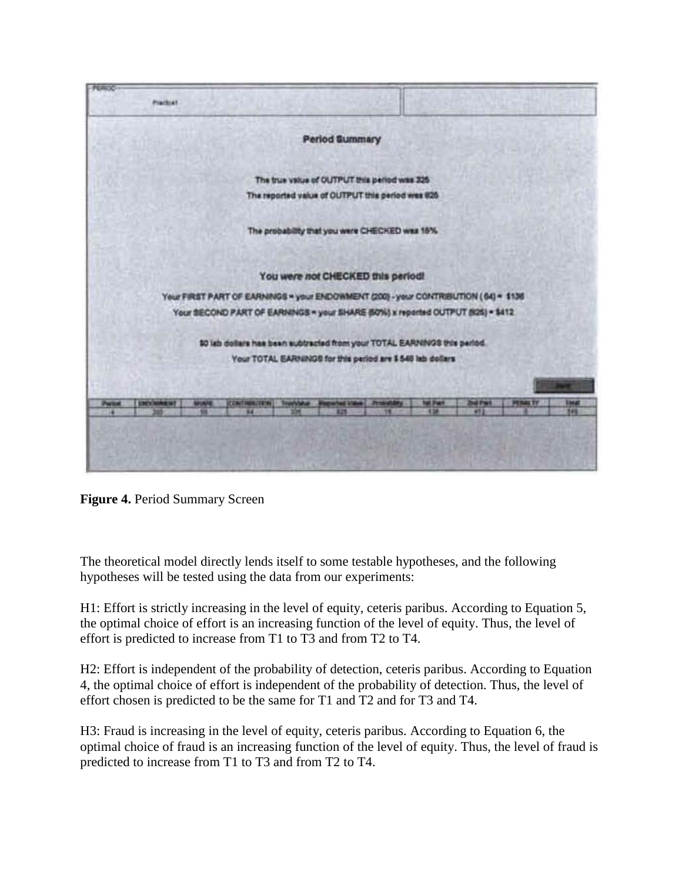**Figure 4.** Period Summary Screen

The theoretical model directly lends itself to some testable hypotheses, and the following hypotheses will be tested using the data from our experiments:

H1: Effort is strictly increasing in the level of equity, ceteris paribus. According to Equation 5, the optimal choice of effort is an increasing function of the level of equity. Thus, the level of effort is predicted to increase from T1 to T3 and from T2 to T4.

H2: Effort is independent of the probability of detection, ceteris paribus. According to Equation 4, the optimal choice of effort is independent of the probability of detection. Thus, the level of effort chosen is predicted to be the same for T1 and T2 and for T3 and T4.

H3: Fraud is increasing in the level of equity, ceteris paribus. According to Equation 6, the optimal choice of fraud is an increasing function of the level of equity. Thus, the level of fraud is predicted to increase from T1 to T3 and from T2 to T4.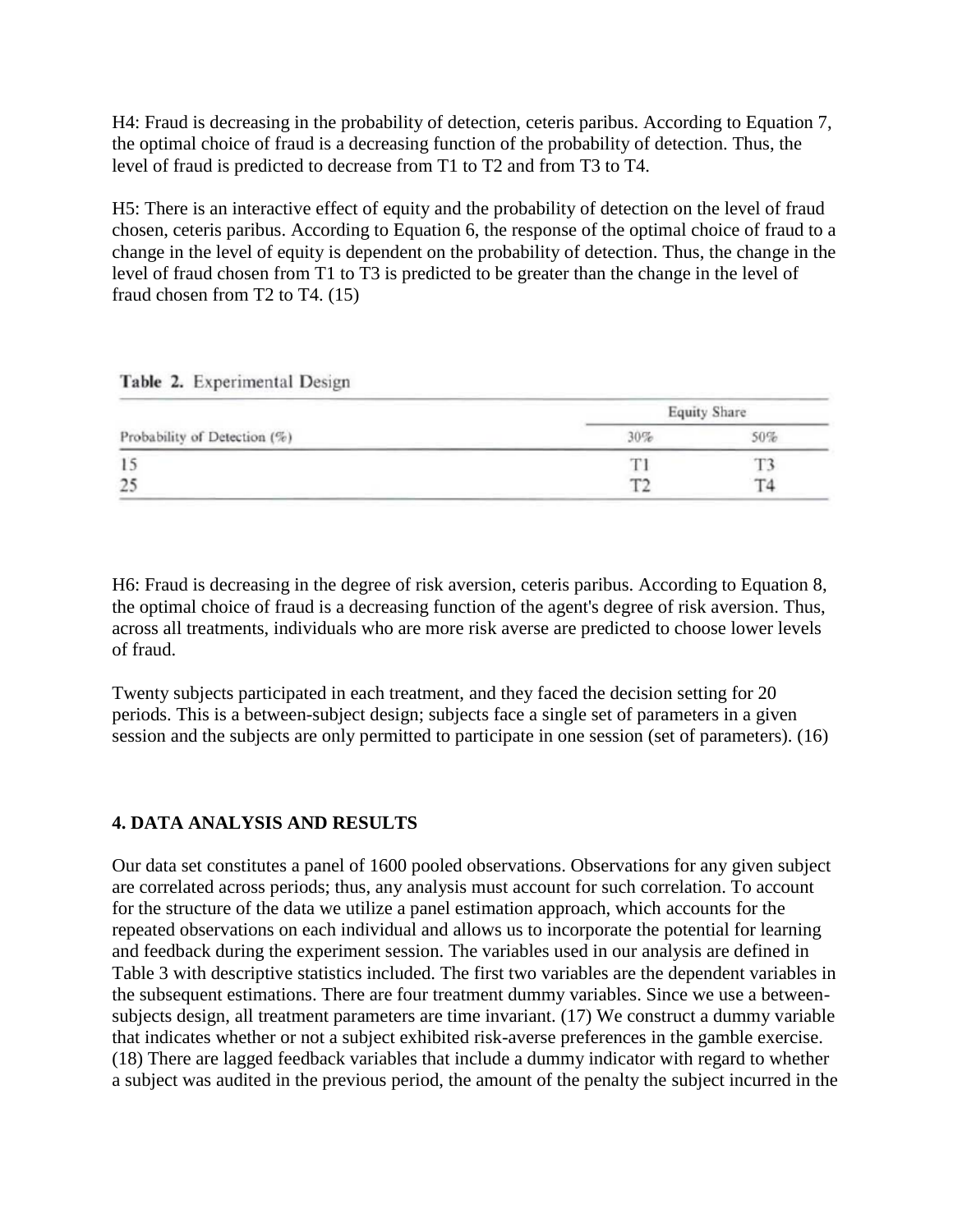H4: Fraud is decreasing in the probability of detection, ceteris paribus. According to Equation 7, the optimal choice of fraud is a decreasing function of the probability of detection. Thus, the level of fraud is predicted to decrease from T1 to T2 and from T3 to T4.

H5: There is an interactive effect of equity and the probability of detection on the level of fraud chosen, ceteris paribus. According to Equation 6, the response of the optimal choice of fraud to a change in the level of equity is dependent on the probability of detection. Thus, the change in the level of fraud chosen from T1 to T3 is predicted to be greater than the change in the level of fraud chosen from T2 to T4. (15)

**Table 2.** Experimental Design

| | Equity Share | |
|---|---|---|
| Probability of Detection (%) | 30% | 50% |
| 15 | T1 | T3 |
| 25 | T2 | T4 |

H6: Fraud is decreasing in the degree of risk aversion, ceteris paribus. According to Equation 8, the optimal choice of fraud is a decreasing function of the agent's degree of risk aversion. Thus, across all treatments, individuals who are more risk averse are predicted to choose lower levels of fraud.

Twenty subjects participated in each treatment, and they faced the decision setting for 20 periods. This is a between-subject design; subjects face a single set of parameters in a given session and the subjects are only permitted to participate in one session (set of parameters). (16)

## 4. DATA ANALYSIS AND RESULTS

Our data set constitutes a panel of 1600 pooled observations. Observations for any given subject are correlated across periods; thus, any analysis must account for such correlation. To account for the structure of the data we utilize a panel estimation approach, which accounts for the repeated observations on each individual and allows us to incorporate the potential for learning and feedback during the experiment session. The variables used in our analysis are defined in Table 3 with descriptive statistics included. The first two variables are the dependent variables in the subsequent estimations. There are four treatment dummy variables. Since we use a between-subjects design, all treatment parameters are time invariant. (17) We construct a dummy variable that indicates whether or not a subject exhibited risk-averse preferences in the gamble exercise. (18) There are lagged feedback variables that include a dummy indicator with regard to whether a subject was audited in the previous period, the amount of the penalty the subject incurred in the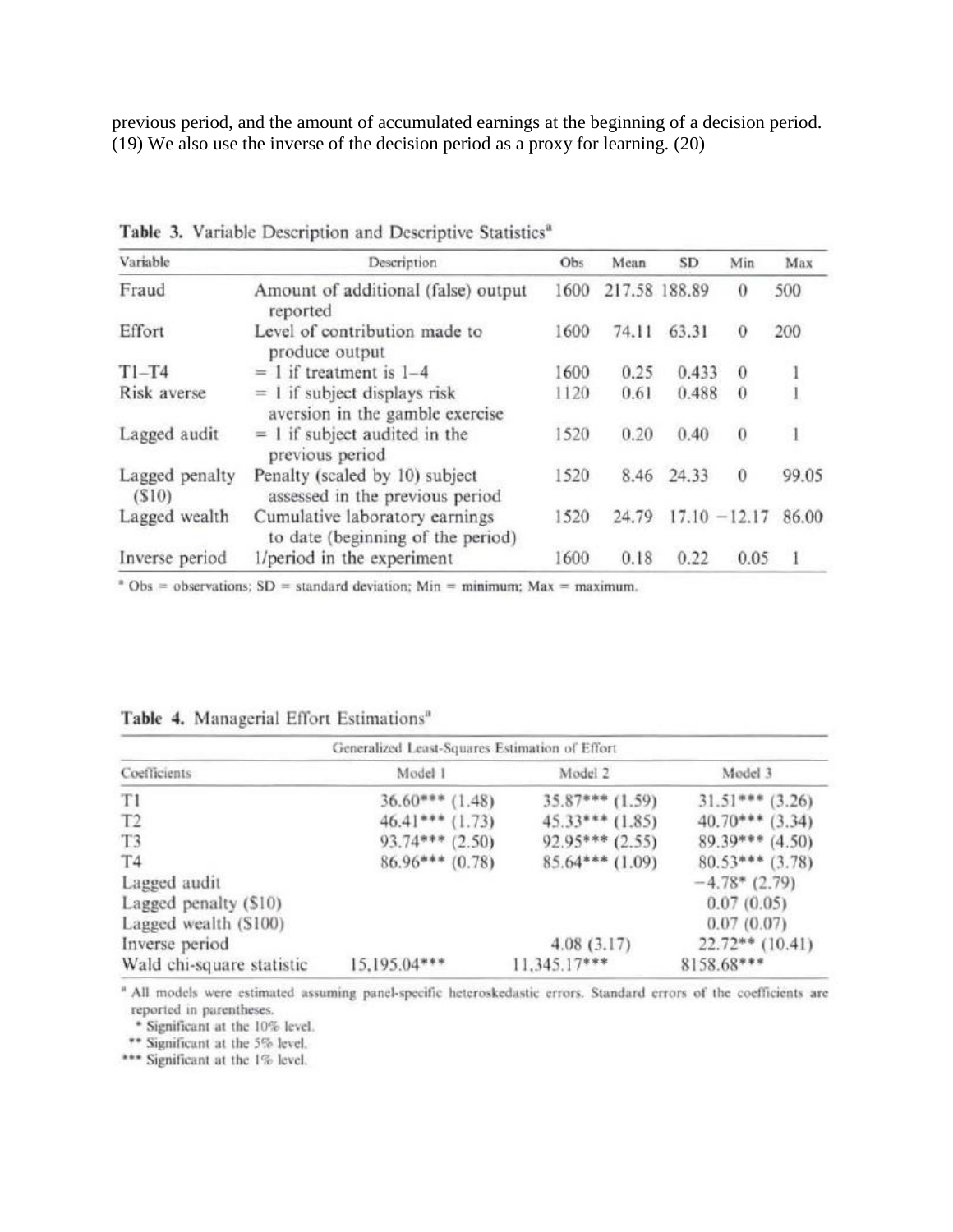previous period, and the amount of accumulated earnings at the beginning of a decision period. (19) We also use the inverse of the decision period as a proxy for learning. (20)

**Table 3.** Variable Description and Descriptive Statistics[a]

| Variable | Description | Obs | Mean | SD | Min | Max |
|---|---|---|---|---|---|---|
| Fraud | Amount of additional (false) output reported | 1600 | 217.58 | 188.89 | 0 | 500 |
| Effort | Level of contribution made to produce output | 1600 | 74.11 | 63.31 | 0 | 200 |
| T1–T4 | = 1 if treatment is 1–4 | 1600 | 0.25 | 0.433 | 0 | 1 |
| Risk averse | = 1 if subject displays risk aversion in the gamble exercise | 1120 | 0.61 | 0.488 | 0 | 1 |
| Lagged audit | = 1 if subject audited in the previous period | 1520 | 0.20 | 0.40 | 0 | 1 |
| Lagged penalty ($10) | Penalty (scaled by 10) subject assessed in the previous period | 1520 | 8.46 | 24.33 | 0 | 99.05 |
| Lagged wealth | Cumulative laboratory earnings to date (beginning of the period) | 1520 | 24.79 | 17.10 | −12.17 | 86.00 |
| Inverse period | 1/period in the experiment | 1600 | 0.18 | 0.22 | 0.05 | 1 |

[a] Obs = observations; SD = standard deviation; Min = minimum; Max = maximum.

**Table 4.** Managerial Effort Estimations[a]

| | Generalized Least-Squares Estimation of Effort | | |
|---|---|---|---|
| Coefficients | Model 1 | Model 2 | Model 3 |
| T1 | 36.60*** (1.48) | 35.87*** (1.59) | 31.51*** (3.26) |
| T2 | 46.41*** (1.73) | 45.33*** (1.85) | 40.70*** (3.34) |
| T3 | 93.74*** (2.50) | 92.95*** (2.55) | 89.39*** (4.50) |
| T4 | 86.96*** (0.78) | 85.64*** (1.09) | 80.53*** (3.78) |
| Lagged audit | | | −4.78* (2.79) |
| Lagged penalty ($10) | | | 0.07 (0.05) |
| Lagged wealth ($100) | | | 0.07 (0.07) |
| Inverse period | | 4.08 (3.17) | 22.72** (10.41) |
| Wald chi-square statistic | 15,195.04*** | 11,345.17*** | 8158.68*** |

[a] All models were estimated assuming panel-specific heteroskedastic errors. Standard errors of the coefficients are reported in parentheses.

\* Significant at the 10% level.

\*\* Significant at the 5% level.

\*\*\* Significant at the 1% level.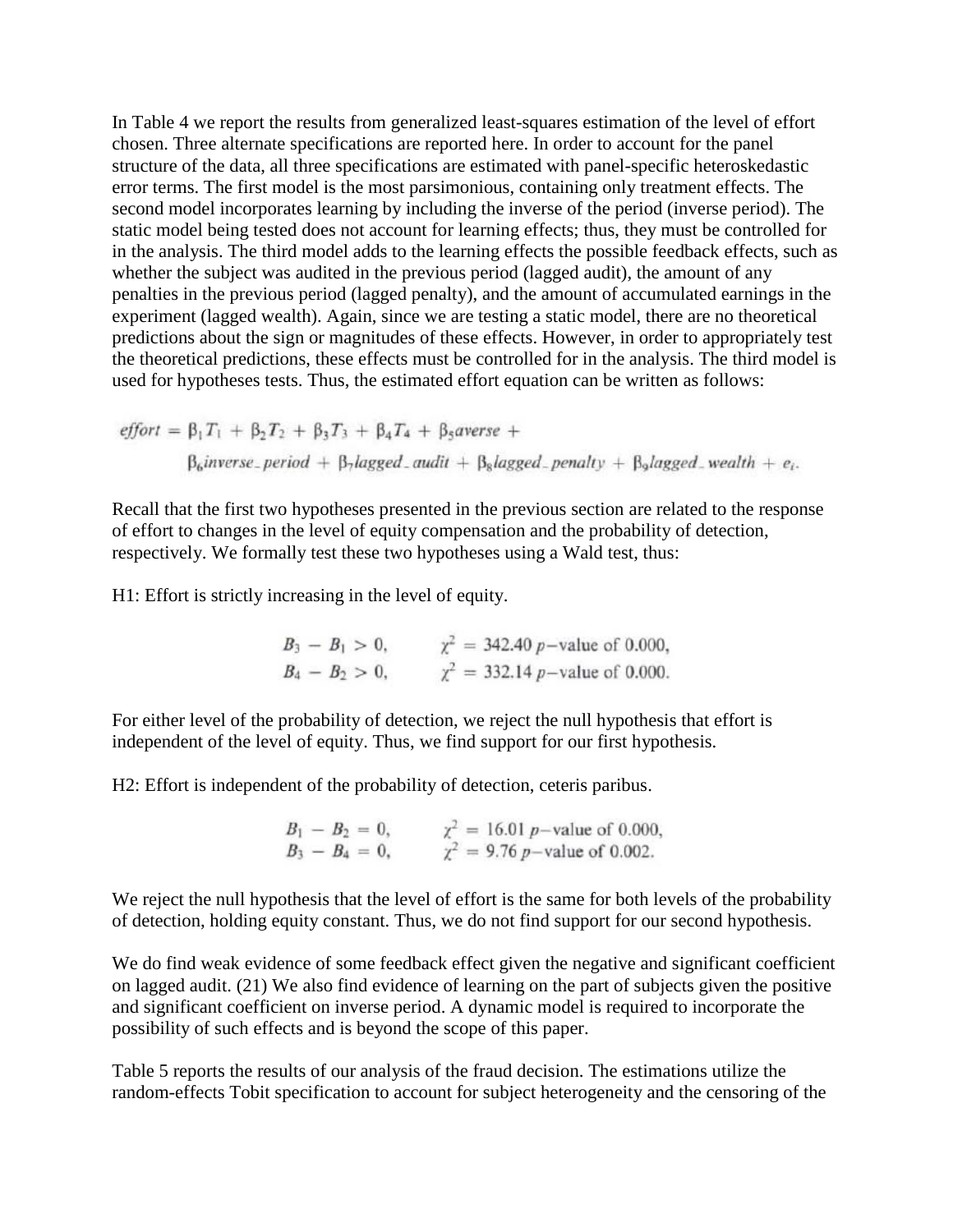In Table 4 we report the results from generalized least-squares estimation of the level of effort chosen. Three alternate specifications are reported here. In order to account for the panel structure of the data, all three specifications are estimated with panel-specific heteroskedastic error terms. The first model is the most parsimonious, containing only treatment effects. The second model incorporates learning by including the inverse of the period (inverse period). The static model being tested does not account for learning effects; thus, they must be controlled for in the analysis. The third model adds to the learning effects the possible feedback effects, such as whether the subject was audited in the previous period (lagged audit), the amount of any penalties in the previous period (lagged penalty), and the amount of accumulated earnings in the experiment (lagged wealth). Again, since we are testing a static model, there are no theoretical predictions about the sign or magnitudes of these effects. However, in order to appropriately test the theoretical predictions, these effects must be controlled for in the analysis. The third model is used for hypotheses tests. Thus, the estimated effort equation can be written as follows:

$$effort = \beta_1 T_1 + \beta_2 T_2 + \beta_3 T_3 + \beta_4 T_4 + \beta_5 averse + \beta_6 inverse\_period + \beta_7 lagged\_audit + \beta_8 lagged\_penalty + \beta_9 lagged\_wealth + e_i.$$

Recall that the first two hypotheses presented in the previous section are related to the response of effort to changes in the level of equity compensation and the probability of detection, respectively. We formally test these two hypotheses using a Wald test, thus:

H1: Effort is strictly increasing in the level of equity.

$$B_3 - B_1 > 0, \qquad \chi^2 = 342.40 \text{ } p\text{–value of } 0.000,$$
$$B_4 - B_2 > 0, \qquad \chi^2 = 332.14 \text{ } p\text{–value of } 0.000.$$

For either level of the probability of detection, we reject the null hypothesis that effort is independent of the level of equity. Thus, we find support for our first hypothesis.

H2: Effort is independent of the probability of detection, ceteris paribus.

$$B_1 - B_2 = 0, \qquad \chi^2 = 16.01 \text{ } p\text{–value of } 0.000,$$
$$B_3 - B_4 = 0, \qquad \chi^2 = 9.76 \text{ } p\text{–value of } 0.002.$$

We reject the null hypothesis that the level of effort is the same for both levels of the probability of detection, holding equity constant. Thus, we do not find support for our second hypothesis.

We do find weak evidence of some feedback effect given the negative and significant coefficient on lagged audit. (21) We also find evidence of learning on the part of subjects given the positive and significant coefficient on inverse period. A dynamic model is required to incorporate the possibility of such effects and is beyond the scope of this paper.

Table 5 reports the results of our analysis of the fraud decision. The estimations utilize the random-effects Tobit specification to account for subject heterogeneity and the censoring of the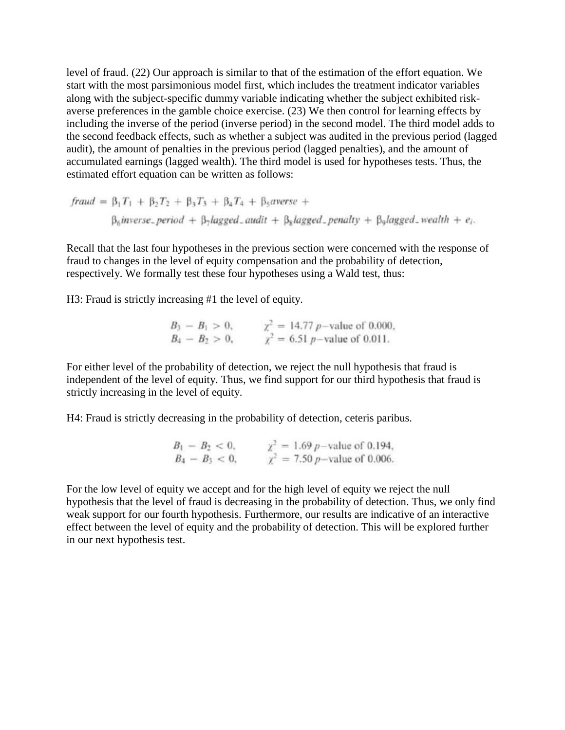level of fraud. (22) Our approach is similar to that of the estimation of the effort equation. We start with the most parsimonious model first, which includes the treatment indicator variables along with the subject-specific dummy variable indicating whether the subject exhibited risk-averse preferences in the gamble choice exercise. (23) We then control for learning effects by including the inverse of the period (inverse period) in the second model. The third model adds to the second feedback effects, such as whether a subject was audited in the previous period (lagged audit), the amount of penalties in the previous period (lagged penalties), and the amount of accumulated earnings (lagged wealth). The third model is used for hypotheses tests. Thus, the estimated effort equation can be written as follows:

$$fraud = \beta_1 T_1 + \beta_2 T_2 + \beta_3 T_3 + \beta_4 T_4 + \beta_5 averse + \beta_6 inverse\_period + \beta_7 lagged\_audit + \beta_8 lagged\_penalty + \beta_9 lagged\_wealth + e_i.$$

Recall that the last four hypotheses in the previous section were concerned with the response of fraud to changes in the level of equity compensation and the probability of detection, respectively. We formally test these four hypotheses using a Wald test, thus:

H3: Fraud is strictly increasing #1 the level of equity.

$$B_3 - B_1 > 0, \qquad \chi^2 = 14.77 \; p\text{-value of } 0.000,$$
$$B_4 - B_2 > 0, \qquad \chi^2 = 6.51 \; p\text{-value of } 0.011.$$

For either level of the probability of detection, we reject the null hypothesis that fraud is independent of the level of equity. Thus, we find support for our third hypothesis that fraud is strictly increasing in the level of equity.

H4: Fraud is strictly decreasing in the probability of detection, ceteris paribus.

$$B_1 - B_2 < 0, \qquad \chi^2 = 1.69 \; p\text{-value of } 0.194,$$
$$B_4 - B_3 < 0, \qquad \chi^2 = 7.50 \; p\text{-value of } 0.006.$$

For the low level of equity we accept and for the high level of equity we reject the null hypothesis that the level of fraud is decreasing in the probability of detection. Thus, we only find weak support for our fourth hypothesis. Furthermore, our results are indicative of an interactive effect between the level of equity and the probability of detection. This will be explored further in our next hypothesis test.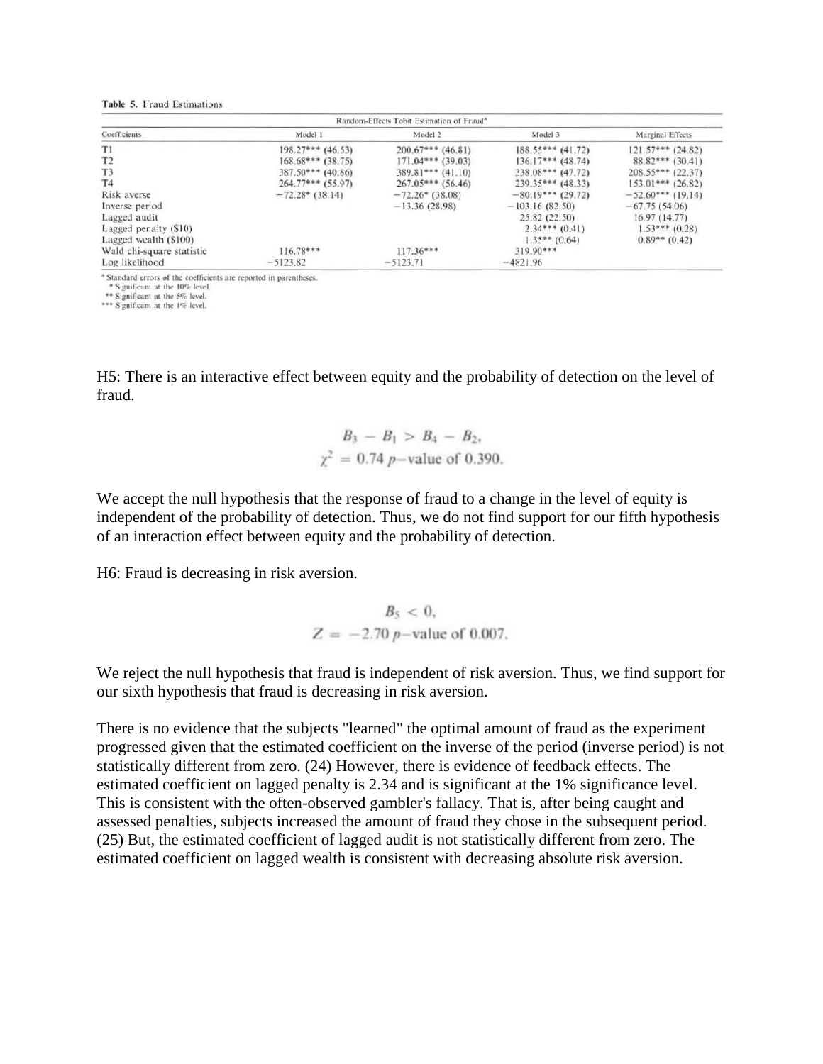Table 5. Fraud Estimations

| | Random-Effects Tobit Estimation of Fraud[a] | | | |
|---|---|---|---|---|
| Coefficients | Model 1 | Model 2 | Model 3 | Marginal Effects |
| T1 | 198.27*** (46.53) | 200.67*** (46.81) | 188.55*** (41.72) | 121.57*** (24.82) |
| T2 | 168.68*** (38.75) | 171.04*** (39.03) | 136.17*** (48.74) | 88.82*** (30.41) |
| T3 | 387.50*** (40.86) | 389.81*** (41.10) | 338.08*** (47.72) | 208.55*** (22.37) |
| T4 | 264.77*** (55.97) | 267.05*** (56.46) | 239.35*** (48.33) | 153.01*** (26.82) |
| Risk averse | −72.28* (38.14) | −72.26* (38.08) | −80.19*** (29.72) | −52.60*** (19.14) |
| Inverse period | | −13.36 (28.98) | −103.16 (82.50) | −67.75 (54.06) |
| Lagged audit | | | 25.82 (22.50) | 16.97 (14.77) |
| Lagged penalty ($10) | | | 2.34*** (0.41) | 1.53*** (0.28) |
| Lagged wealth ($100) | | | 1.35** (0.64) | 0.89** (0.42) |
| Wald chi-square statistic | 116.78*** | 117.36*** | 319.90*** | |
| Log likelihood | −5123.82 | −5123.71 | −4821.96 | |

[a] Standard errors of the coefficients are reported in parentheses.
* Significant at the 10% level.
** Significant at the 5% level.
*** Significant at the 1% level.

H5: There is an interactive effect between equity and the probability of detection on the level of fraud.

$$B_3 - B_1 > B_4 - B_2,$$
$$\chi^2 = 0.74 \; p\text{-value of } 0.390.$$

We accept the null hypothesis that the response of fraud to a change in the level of equity is independent of the probability of detection. Thus, we do not find support for our fifth hypothesis of an interaction effect between equity and the probability of detection.

H6: Fraud is decreasing in risk aversion.

$$B_5 < 0,$$
$$Z = -2.70 \; p\text{-value of } 0.007.$$

We reject the null hypothesis that fraud is independent of risk aversion. Thus, we find support for our sixth hypothesis that fraud is decreasing in risk aversion.

There is no evidence that the subjects "learned" the optimal amount of fraud as the experiment progressed given that the estimated coefficient on the inverse of the period (inverse period) is not statistically different from zero. (24) However, there is evidence of feedback effects. The estimated coefficient on lagged penalty is 2.34 and is significant at the 1% significance level. This is consistent with the often-observed gambler's fallacy. That is, after being caught and assessed penalties, subjects increased the amount of fraud they chose in the subsequent period. (25) But, the estimated coefficient of lagged audit is not statistically different from zero. The estimated coefficient on lagged wealth is consistent with decreasing absolute risk aversion.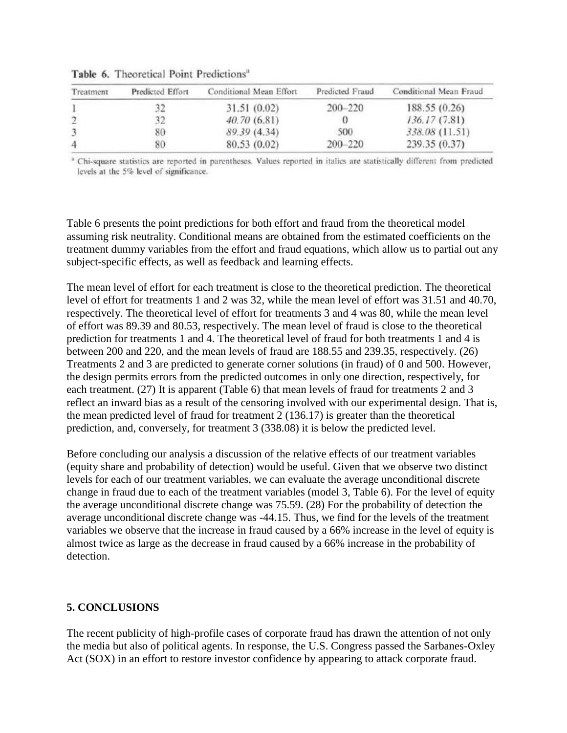**Table 6.** Theoretical Point Predictions[a]

| Treatment | Predicted Effort | Conditional Mean Effort | Predicted Fraud | Conditional Mean Fraud |
|---|---|---|---|---|
| 1 | 32 | 31.51 (0.02) | 200–220 | 188.55 (0.26) |
| 2 | 32 | *40.70* (6.81) | 0 | *136.17* (7.81) |
| 3 | 80 | *89.39* (4.34) | 500 | *338.08* (11.51) |
| 4 | 80 | 80.53 (0.02) | 200–220 | 239.35 (0.37) |

[a] Chi-square statistics are reported in parentheses. Values reported in italics are statistically different from predicted levels at the 5% level of significance.

Table 6 presents the point predictions for both effort and fraud from the theoretical model assuming risk neutrality. Conditional means are obtained from the estimated coefficients on the treatment dummy variables from the effort and fraud equations, which allow us to partial out any subject-specific effects, as well as feedback and learning effects.

The mean level of effort for each treatment is close to the theoretical prediction. The theoretical level of effort for treatments 1 and 2 was 32, while the mean level of effort was 31.51 and 40.70, respectively. The theoretical level of effort for treatments 3 and 4 was 80, while the mean level of effort was 89.39 and 80.53, respectively. The mean level of fraud is close to the theoretical prediction for treatments 1 and 4. The theoretical level of fraud for both treatments 1 and 4 is between 200 and 220, and the mean levels of fraud are 188.55 and 239.35, respectively. (26) Treatments 2 and 3 are predicted to generate corner solutions (in fraud) of 0 and 500. However, the design permits errors from the predicted outcomes in only one direction, respectively, for each treatment. (27) It is apparent (Table 6) that mean levels of fraud for treatments 2 and 3 reflect an inward bias as a result of the censoring involved with our experimental design. That is, the mean predicted level of fraud for treatment 2 (136.17) is greater than the theoretical prediction, and, conversely, for treatment 3 (338.08) it is below the predicted level.

Before concluding our analysis a discussion of the relative effects of our treatment variables (equity share and probability of detection) would be useful. Given that we observe two distinct levels for each of our treatment variables, we can evaluate the average unconditional discrete change in fraud due to each of the treatment variables (model 3, Table 6). For the level of equity the average unconditional discrete change was 75.59. (28) For the probability of detection the average unconditional discrete change was -44.15. Thus, we find for the levels of the treatment variables we observe that the increase in fraud caused by a 66% increase in the level of equity is almost twice as large as the decrease in fraud caused by a 66% increase in the probability of detection.

## 5. CONCLUSIONS

The recent publicity of high-profile cases of corporate fraud has drawn the attention of not only the media but also of political agents. In response, the U.S. Congress passed the Sarbanes-Oxley Act (SOX) in an effort to restore investor confidence by appearing to attack corporate fraud.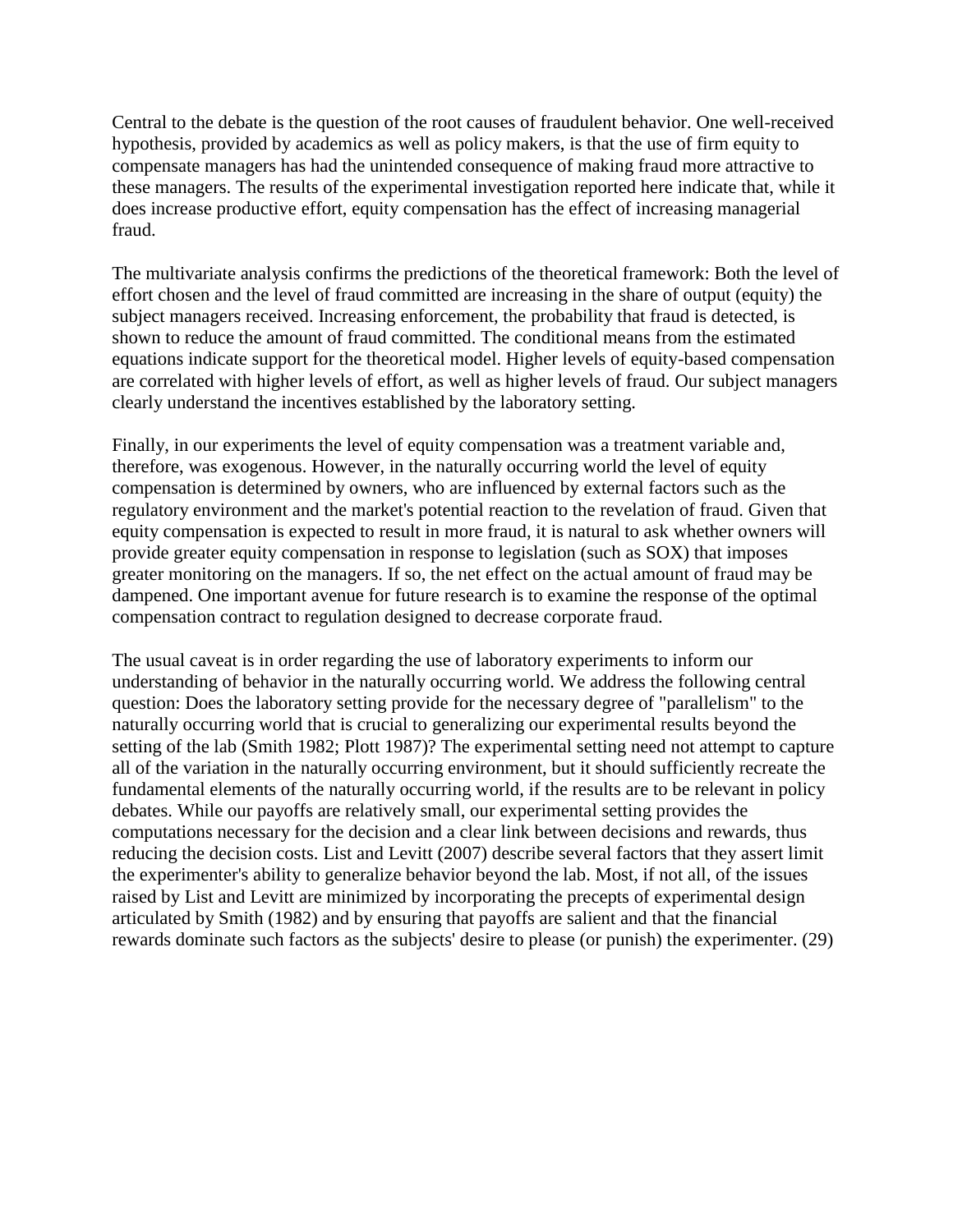Central to the debate is the question of the root causes of fraudulent behavior. One well-received hypothesis, provided by academics as well as policy makers, is that the use of firm equity to compensate managers has had the unintended consequence of making fraud more attractive to these managers. The results of the experimental investigation reported here indicate that, while it does increase productive effort, equity compensation has the effect of increasing managerial fraud.

The multivariate analysis confirms the predictions of the theoretical framework: Both the level of effort chosen and the level of fraud committed are increasing in the share of output (equity) the subject managers received. Increasing enforcement, the probability that fraud is detected, is shown to reduce the amount of fraud committed. The conditional means from the estimated equations indicate support for the theoretical model. Higher levels of equity-based compensation are correlated with higher levels of effort, as well as higher levels of fraud. Our subject managers clearly understand the incentives established by the laboratory setting.

Finally, in our experiments the level of equity compensation was a treatment variable and, therefore, was exogenous. However, in the naturally occurring world the level of equity compensation is determined by owners, who are influenced by external factors such as the regulatory environment and the market's potential reaction to the revelation of fraud. Given that equity compensation is expected to result in more fraud, it is natural to ask whether owners will provide greater equity compensation in response to legislation (such as SOX) that imposes greater monitoring on the managers. If so, the net effect on the actual amount of fraud may be dampened. One important avenue for future research is to examine the response of the optimal compensation contract to regulation designed to decrease corporate fraud.

The usual caveat is in order regarding the use of laboratory experiments to inform our understanding of behavior in the naturally occurring world. We address the following central question: Does the laboratory setting provide for the necessary degree of "parallelism" to the naturally occurring world that is crucial to generalizing our experimental results beyond the setting of the lab (Smith 1982; Plott 1987)? The experimental setting need not attempt to capture all of the variation in the naturally occurring environment, but it should sufficiently recreate the fundamental elements of the naturally occurring world, if the results are to be relevant in policy debates. While our payoffs are relatively small, our experimental setting provides the computations necessary for the decision and a clear link between decisions and rewards, thus reducing the decision costs. List and Levitt (2007) describe several factors that they assert limit the experimenter's ability to generalize behavior beyond the lab. Most, if not all, of the issues raised by List and Levitt are minimized by incorporating the precepts of experimental design articulated by Smith (1982) and by ensuring that payoffs are salient and that the financial rewards dominate such factors as the subjects' desire to please (or punish) the experimenter. (29)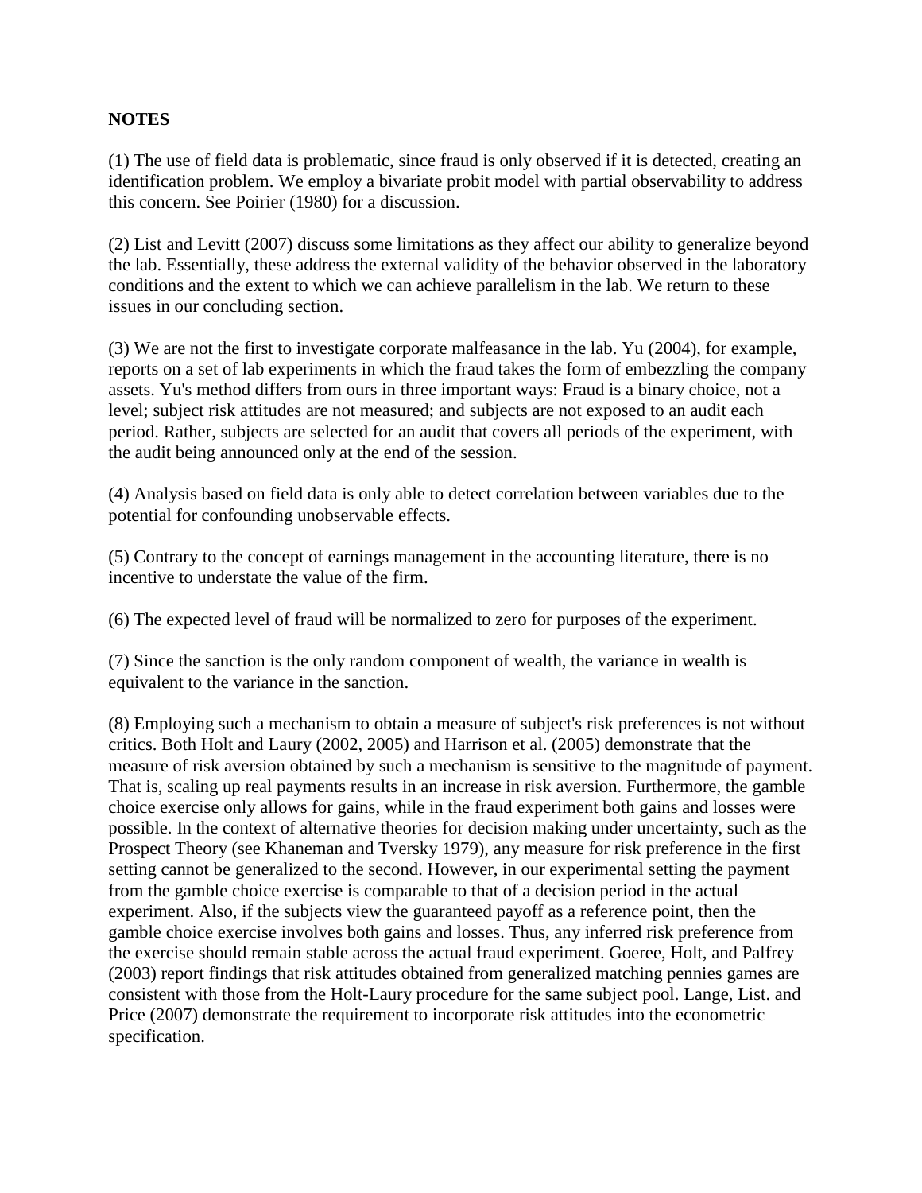**NOTES**

(1) The use of field data is problematic, since fraud is only observed if it is detected, creating an identification problem. We employ a bivariate probit model with partial observability to address this concern. See Poirier (1980) for a discussion.

(2) List and Levitt (2007) discuss some limitations as they affect our ability to generalize beyond the lab. Essentially, these address the external validity of the behavior observed in the laboratory conditions and the extent to which we can achieve parallelism in the lab. We return to these issues in our concluding section.

(3) We are not the first to investigate corporate malfeasance in the lab. Yu (2004), for example, reports on a set of lab experiments in which the fraud takes the form of embezzling the company assets. Yu's method differs from ours in three important ways: Fraud is a binary choice, not a level; subject risk attitudes are not measured; and subjects are not exposed to an audit each period. Rather, subjects are selected for an audit that covers all periods of the experiment, with the audit being announced only at the end of the session.

(4) Analysis based on field data is only able to detect correlation between variables due to the potential for confounding unobservable effects.

(5) Contrary to the concept of earnings management in the accounting literature, there is no incentive to understate the value of the firm.

(6) The expected level of fraud will be normalized to zero for purposes of the experiment.

(7) Since the sanction is the only random component of wealth, the variance in wealth is equivalent to the variance in the sanction.

(8) Employing such a mechanism to obtain a measure of subject's risk preferences is not without critics. Both Holt and Laury (2002, 2005) and Harrison et al. (2005) demonstrate that the measure of risk aversion obtained by such a mechanism is sensitive to the magnitude of payment. That is, scaling up real payments results in an increase in risk aversion. Furthermore, the gamble choice exercise only allows for gains, while in the fraud experiment both gains and losses were possible. In the context of alternative theories for decision making under uncertainty, such as the Prospect Theory (see Khaneman and Tversky 1979), any measure for risk preference in the first setting cannot be generalized to the second. However, in our experimental setting the payment from the gamble choice exercise is comparable to that of a decision period in the actual experiment. Also, if the subjects view the guaranteed payoff as a reference point, then the gamble choice exercise involves both gains and losses. Thus, any inferred risk preference from the exercise should remain stable across the actual fraud experiment. Goeree, Holt, and Palfrey (2003) report findings that risk attitudes obtained from generalized matching pennies games are consistent with those from the Holt-Laury procedure for the same subject pool. Lange, List. and Price (2007) demonstrate the requirement to incorporate risk attitudes into the econometric specification.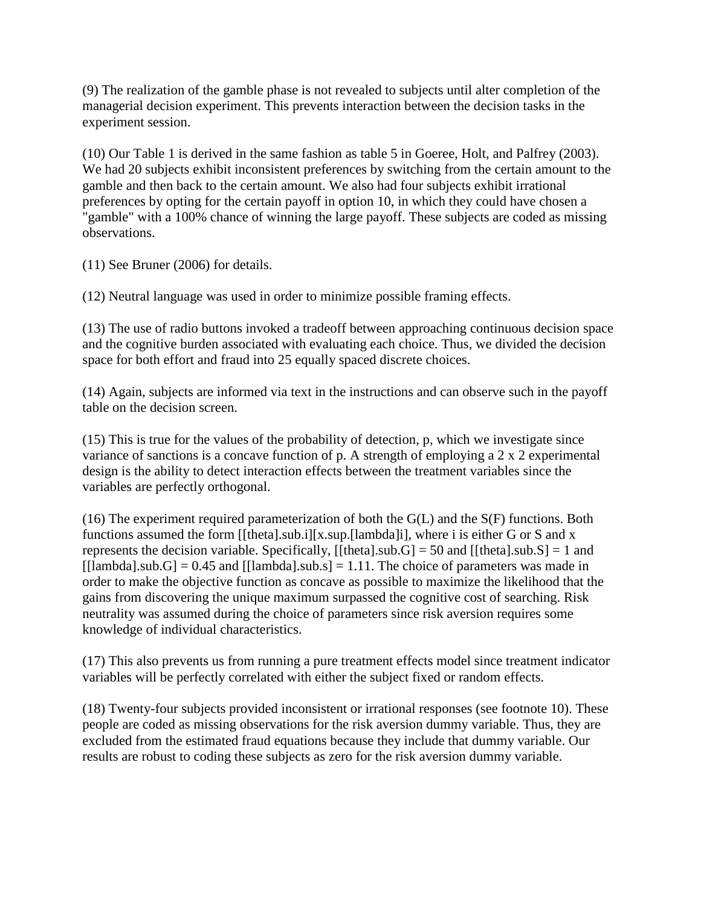(9) The realization of the gamble phase is not revealed to subjects until alter completion of the managerial decision experiment. This prevents interaction between the decision tasks in the experiment session.

(10) Our Table 1 is derived in the same fashion as table 5 in Goeree, Holt, and Palfrey (2003). We had 20 subjects exhibit inconsistent preferences by switching from the certain amount to the gamble and then back to the certain amount. We also had four subjects exhibit irrational preferences by opting for the certain payoff in option 10, in which they could have chosen a "gamble" with a 100% chance of winning the large payoff. These subjects are coded as missing observations.

(11) See Bruner (2006) for details.

(12) Neutral language was used in order to minimize possible framing effects.

(13) The use of radio buttons invoked a tradeoff between approaching continuous decision space and the cognitive burden associated with evaluating each choice. Thus, we divided the decision space for both effort and fraud into 25 equally spaced discrete choices.

(14) Again, subjects are informed via text in the instructions and can observe such in the payoff table on the decision screen.

(15) This is true for the values of the probability of detection, p, which we investigate since variance of sanctions is a concave function of p. A strength of employing a 2 x 2 experimental design is the ability to detect interaction effects between the treatment variables since the variables are perfectly orthogonal.

(16) The experiment required parameterization of both the G(L) and the S(F) functions. Both functions assumed the form $\theta_i x^{\lambda_i}$, where i is either G or S and x represents the decision variable. Specifically, $\theta_G = 50$ and $\theta_S = 1$ and $\lambda_G = 0.45$ and $\lambda_s = 1.11$. The choice of parameters was made in order to make the objective function as concave as possible to maximize the likelihood that the gains from discovering the unique maximum surpassed the cognitive cost of searching. Risk neutrality was assumed during the choice of parameters since risk aversion requires some knowledge of individual characteristics.

(17) This also prevents us from running a pure treatment effects model since treatment indicator variables will be perfectly correlated with either the subject fixed or random effects.

(18) Twenty-four subjects provided inconsistent or irrational responses (see footnote 10). These people are coded as missing observations for the risk aversion dummy variable. Thus, they are excluded from the estimated fraud equations because they include that dummy variable. Our results are robust to coding these subjects as zero for the risk aversion dummy variable.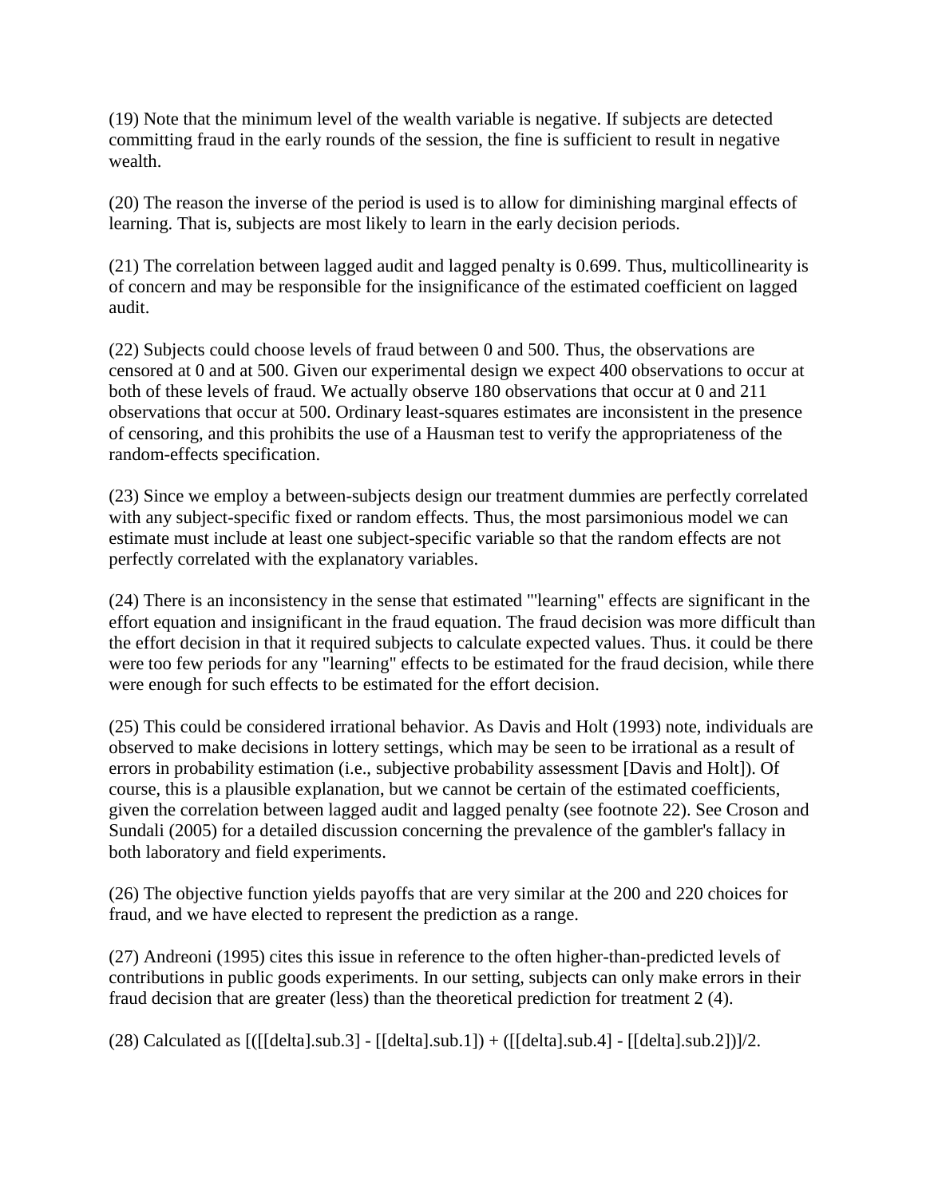(19) Note that the minimum level of the wealth variable is negative. If subjects are detected committing fraud in the early rounds of the session, the fine is sufficient to result in negative wealth.

(20) The reason the inverse of the period is used is to allow for diminishing marginal effects of learning. That is, subjects are most likely to learn in the early decision periods.

(21) The correlation between lagged audit and lagged penalty is 0.699. Thus, multicollinearity is of concern and may be responsible for the insignificance of the estimated coefficient on lagged audit.

(22) Subjects could choose levels of fraud between 0 and 500. Thus, the observations are censored at 0 and at 500. Given our experimental design we expect 400 observations to occur at both of these levels of fraud. We actually observe 180 observations that occur at 0 and 211 observations that occur at 500. Ordinary least-squares estimates are inconsistent in the presence of censoring, and this prohibits the use of a Hausman test to verify the appropriateness of the random-effects specification.

(23) Since we employ a between-subjects design our treatment dummies are perfectly correlated with any subject-specific fixed or random effects. Thus, the most parsimonious model we can estimate must include at least one subject-specific variable so that the random effects are not perfectly correlated with the explanatory variables.

(24) There is an inconsistency in the sense that estimated "'learning" effects are significant in the effort equation and insignificant in the fraud equation. The fraud decision was more difficult than the effort decision in that it required subjects to calculate expected values. Thus. it could be there were too few periods for any "learning" effects to be estimated for the fraud decision, while there were enough for such effects to be estimated for the effort decision.

(25) This could be considered irrational behavior. As Davis and Holt (1993) note, individuals are observed to make decisions in lottery settings, which may be seen to be irrational as a result of errors in probability estimation (i.e., subjective probability assessment [Davis and Holt]). Of course, this is a plausible explanation, but we cannot be certain of the estimated coefficients, given the correlation between lagged audit and lagged penalty (see footnote 22). See Croson and Sundali (2005) for a detailed discussion concerning the prevalence of the gambler's fallacy in both laboratory and field experiments.

(26) The objective function yields payoffs that are very similar at the 200 and 220 choices for fraud, and we have elected to represent the prediction as a range.

(27) Andreoni (1995) cites this issue in reference to the often higher-than-predicted levels of contributions in public goods experiments. In our setting, subjects can only make errors in their fraud decision that are greater (less) than the theoretical prediction for treatment 2 (4).

(28) Calculated as $[(\delta_3 - \delta_1) + (\delta_4 - \delta_2)]/2$.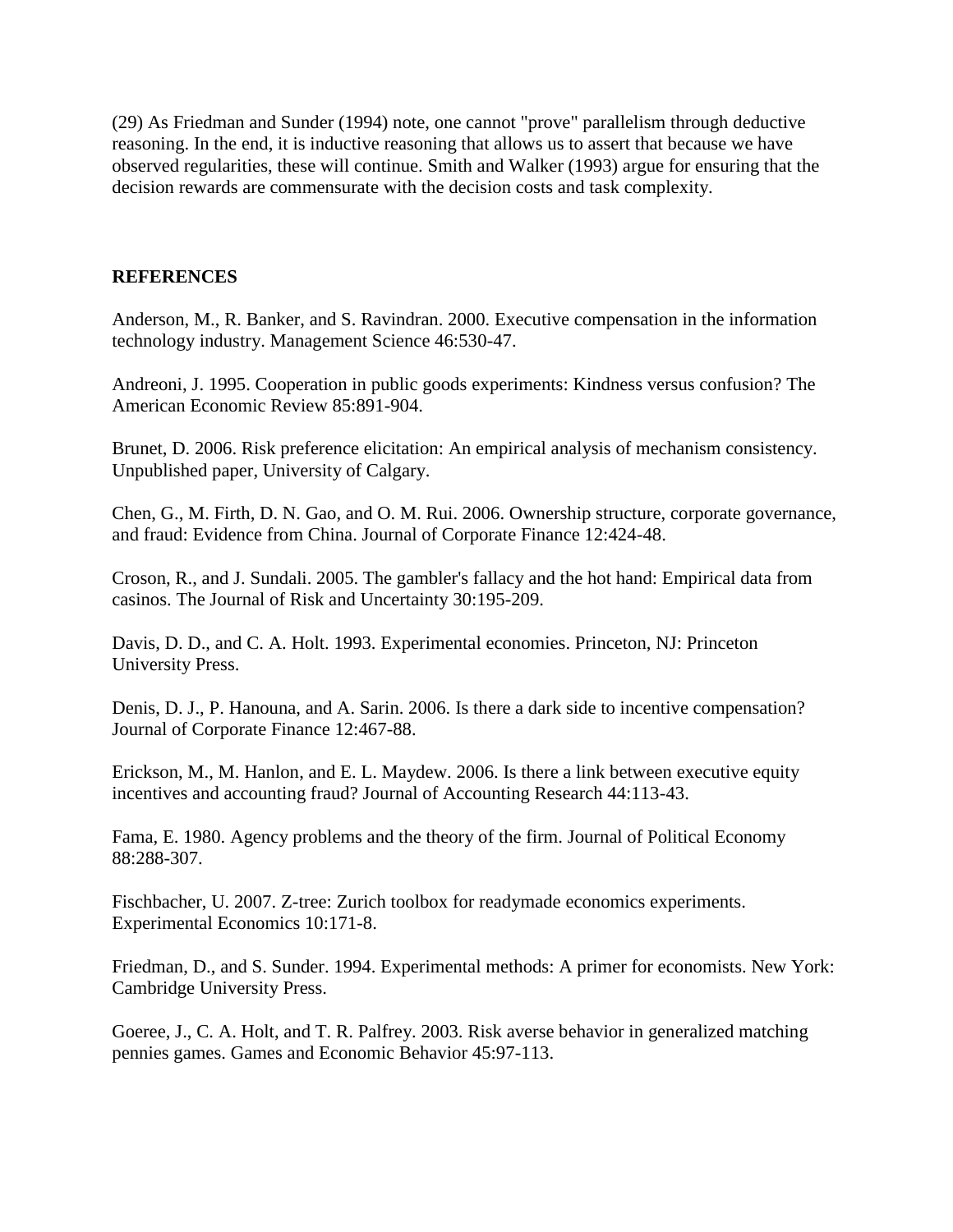(29) As Friedman and Sunder (1994) note, one cannot "prove" parallelism through deductive reasoning. In the end, it is inductive reasoning that allows us to assert that because we have observed regularities, these will continue. Smith and Walker (1993) argue for ensuring that the decision rewards are commensurate with the decision costs and task complexity.

**REFERENCES**

Anderson, M., R. Banker, and S. Ravindran. 2000. Executive compensation in the information technology industry. Management Science 46:530-47.

Andreoni, J. 1995. Cooperation in public goods experiments: Kindness versus confusion? The American Economic Review 85:891-904.

Brunet, D. 2006. Risk preference elicitation: An empirical analysis of mechanism consistency. Unpublished paper, University of Calgary.

Chen, G., M. Firth, D. N. Gao, and O. M. Rui. 2006. Ownership structure, corporate governance, and fraud: Evidence from China. Journal of Corporate Finance 12:424-48.

Croson, R., and J. Sundali. 2005. The gambler's fallacy and the hot hand: Empirical data from casinos. The Journal of Risk and Uncertainty 30:195-209.

Davis, D. D., and C. A. Holt. 1993. Experimental economies. Princeton, NJ: Princeton University Press.

Denis, D. J., P. Hanouna, and A. Sarin. 2006. Is there a dark side to incentive compensation? Journal of Corporate Finance 12:467-88.

Erickson, M., M. Hanlon, and E. L. Maydew. 2006. Is there a link between executive equity incentives and accounting fraud? Journal of Accounting Research 44:113-43.

Fama, E. 1980. Agency problems and the theory of the firm. Journal of Political Economy 88:288-307.

Fischbacher, U. 2007. Z-tree: Zurich toolbox for readymade economics experiments. Experimental Economics 10:171-8.

Friedman, D., and S. Sunder. 1994. Experimental methods: A primer for economists. New York: Cambridge University Press.

Goeree, J., C. A. Holt, and T. R. Palfrey. 2003. Risk averse behavior in generalized matching pennies games. Games and Economic Behavior 45:97-113.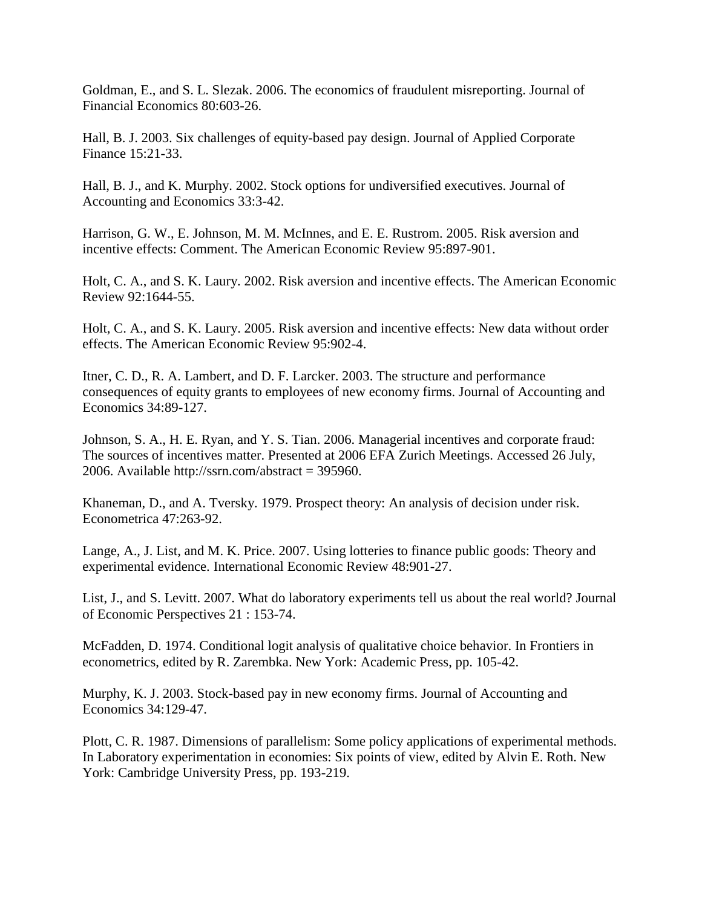Goldman, E., and S. L. Slezak. 2006. The economics of fraudulent misreporting. Journal of Financial Economics 80:603-26.

Hall, B. J. 2003. Six challenges of equity-based pay design. Journal of Applied Corporate Finance 15:21-33.

Hall, B. J., and K. Murphy. 2002. Stock options for undiversified executives. Journal of Accounting and Economics 33:3-42.

Harrison, G. W., E. Johnson, M. M. McInnes, and E. E. Rustrom. 2005. Risk aversion and incentive effects: Comment. The American Economic Review 95:897-901.

Holt, C. A., and S. K. Laury. 2002. Risk aversion and incentive effects. The American Economic Review 92:1644-55.

Holt, C. A., and S. K. Laury. 2005. Risk aversion and incentive effects: New data without order effects. The American Economic Review 95:902-4.

Itner, C. D., R. A. Lambert, and D. F. Larcker. 2003. The structure and performance consequences of equity grants to employees of new economy firms. Journal of Accounting and Economics 34:89-127.

Johnson, S. A., H. E. Ryan, and Y. S. Tian. 2006. Managerial incentives and corporate fraud: The sources of incentives matter. Presented at 2006 EFA Zurich Meetings. Accessed 26 July, 2006. Available http://ssrn.com/abstract = 395960.

Khaneman, D., and A. Tversky. 1979. Prospect theory: An analysis of decision under risk. Econometrica 47:263-92.

Lange, A., J. List, and M. K. Price. 2007. Using lotteries to finance public goods: Theory and experimental evidence. International Economic Review 48:901-27.

List, J., and S. Levitt. 2007. What do laboratory experiments tell us about the real world? Journal of Economic Perspectives 21 : 153-74.

McFadden, D. 1974. Conditional logit analysis of qualitative choice behavior. In Frontiers in econometrics, edited by R. Zarembka. New York: Academic Press, pp. 105-42.

Murphy, K. J. 2003. Stock-based pay in new economy firms. Journal of Accounting and Economics 34:129-47.

Plott, C. R. 1987. Dimensions of parallelism: Some policy applications of experimental methods. In Laboratory experimentation in economies: Six points of view, edited by Alvin E. Roth. New York: Cambridge University Press, pp. 193-219.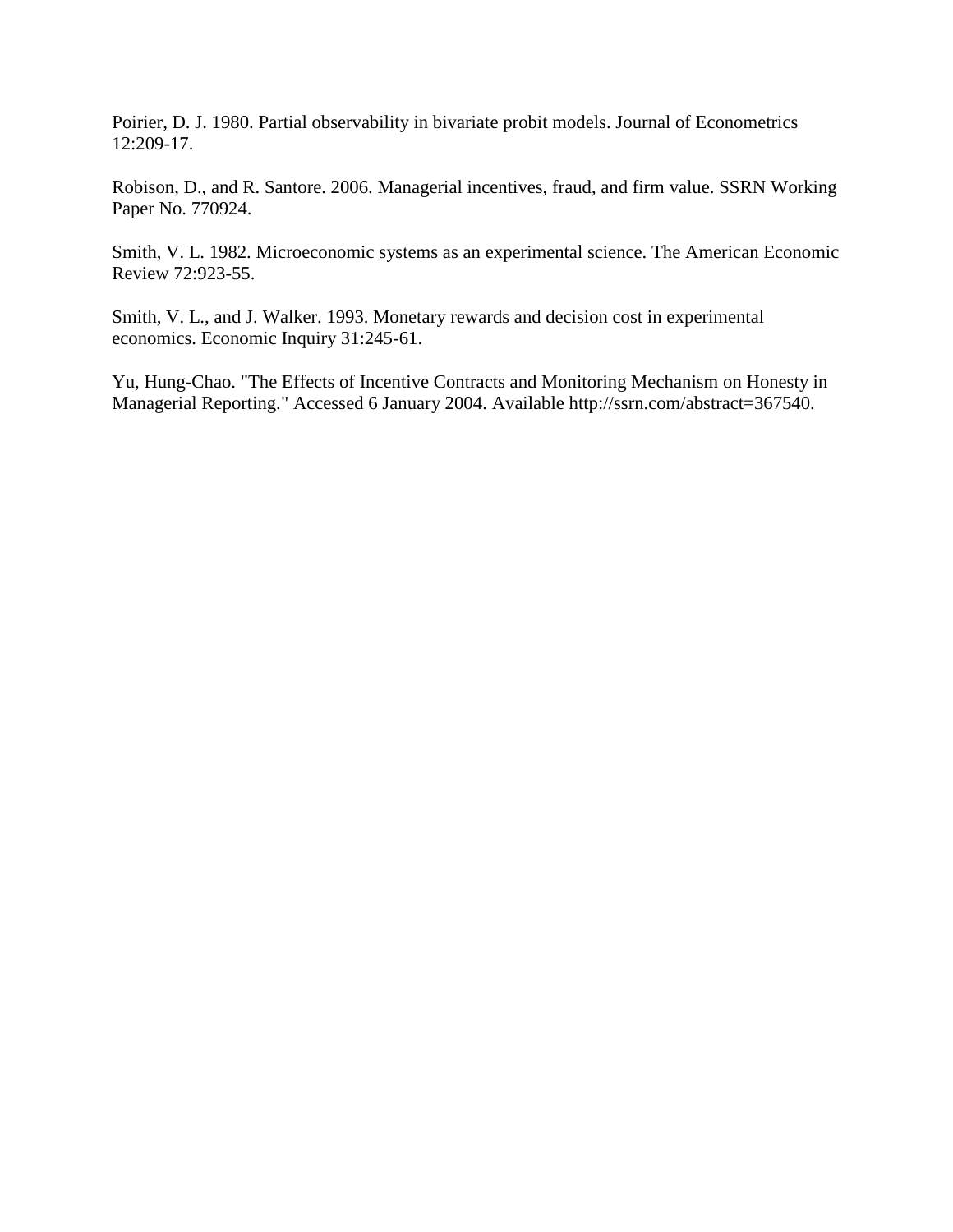Poirier, D. J. 1980. Partial observability in bivariate probit models. Journal of Econometrics 12:209-17.

Robison, D., and R. Santore. 2006. Managerial incentives, fraud, and firm value. SSRN Working Paper No. 770924.

Smith, V. L. 1982. Microeconomic systems as an experimental science. The American Economic Review 72:923-55.

Smith, V. L., and J. Walker. 1993. Monetary rewards and decision cost in experimental economics. Economic Inquiry 31:245-61.

Yu, Hung-Chao. "The Effects of Incentive Contracts and Monitoring Mechanism on Honesty in Managerial Reporting." Accessed 6 January 2004. Available http://ssrn.com/abstract=367540.